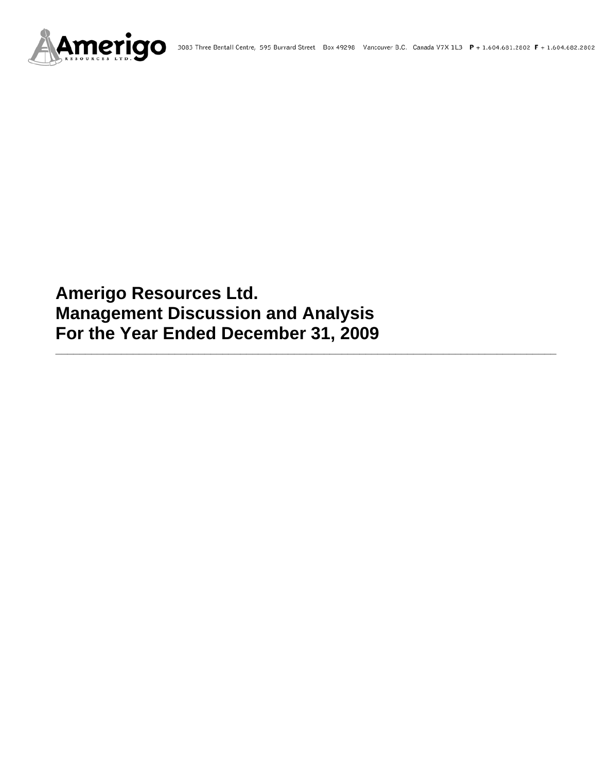3083 Three Bentall Centre, 595 Burrard Street Box 49298 Vancouver B.C. Canada V7X 1L3 **P** + 1.604.681.2802 **F** + 1.604.682.2802

# Amerigo Resources Ltd.
# Management Discussion and Analysis
# For the Year Ended December 31, 2009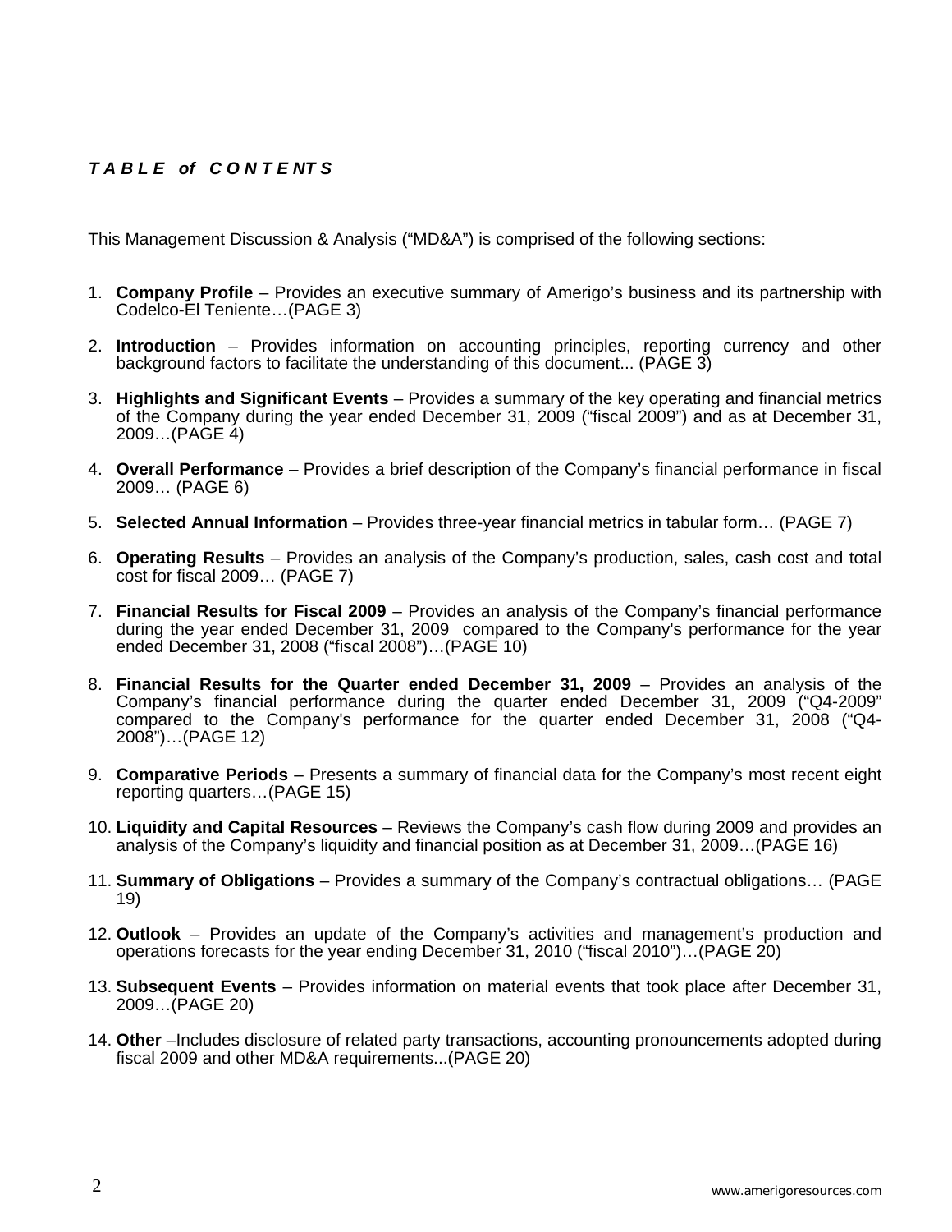## *TABLE of CONTENTS*

This Management Discussion & Analysis ("MD&A") is comprised of the following sections:

1. **Company Profile** – Provides an executive summary of Amerigo's business and its partnership with Codelco-El Teniente…(PAGE 3)

2. **Introduction** – Provides information on accounting principles, reporting currency and other background factors to facilitate the understanding of this document... (PAGE 3)

3. **Highlights and Significant Events** – Provides a summary of the key operating and financial metrics of the Company during the year ended December 31, 2009 ("fiscal 2009") and as at December 31, 2009…(PAGE 4)

4. **Overall Performance** – Provides a brief description of the Company's financial performance in fiscal 2009… (PAGE 6)

5. **Selected Annual Information** – Provides three-year financial metrics in tabular form… (PAGE 7)

6. **Operating Results** – Provides an analysis of the Company's production, sales, cash cost and total cost for fiscal 2009… (PAGE 7)

7. **Financial Results for Fiscal 2009** – Provides an analysis of the Company's financial performance during the year ended December 31, 2009 compared to the Company's performance for the year ended December 31, 2008 ("fiscal 2008")…(PAGE 10)

8. **Financial Results for the Quarter ended December 31, 2009** – Provides an analysis of the Company's financial performance during the quarter ended December 31, 2009 ("Q4-2009" compared to the Company's performance for the quarter ended December 31, 2008 ("Q4-2008")…(PAGE 12)

9. **Comparative Periods** – Presents a summary of financial data for the Company's most recent eight reporting quarters…(PAGE 15)

10. **Liquidity and Capital Resources** – Reviews the Company's cash flow during 2009 and provides an analysis of the Company's liquidity and financial position as at December 31, 2009…(PAGE 16)

11. **Summary of Obligations** – Provides a summary of the Company's contractual obligations… (PAGE 19)

12. **Outlook** – Provides an update of the Company's activities and management's production and operations forecasts for the year ending December 31, 2010 ("fiscal 2010")…(PAGE 20)

13. **Subsequent Events** – Provides information on material events that took place after December 31, 2009…(PAGE 20)

14. **Other** –Includes disclosure of related party transactions, accounting pronouncements adopted during fiscal 2009 and other MD&A requirements...(PAGE 20)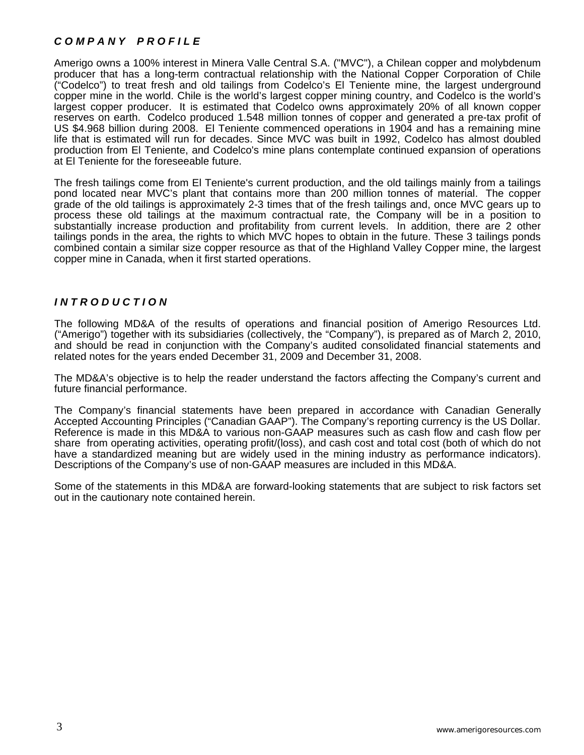## *COMPANY PROFILE*

Amerigo owns a 100% interest in Minera Valle Central S.A. ("MVC"), a Chilean copper and molybdenum producer that has a long-term contractual relationship with the National Copper Corporation of Chile ("Codelco") to treat fresh and old tailings from Codelco's El Teniente mine, the largest underground copper mine in the world. Chile is the world's largest copper mining country, and Codelco is the world's largest copper producer. It is estimated that Codelco owns approximately 20% of all known copper reserves on earth. Codelco produced 1.548 million tonnes of copper and generated a pre-tax profit of US $4.968 billion during 2008. El Teniente commenced operations in 1904 and has a remaining mine life that is estimated will run for decades. Since MVC was built in 1992, Codelco has almost doubled production from El Teniente, and Codelco's mine plans contemplate continued expansion of operations at El Teniente for the foreseeable future.

The fresh tailings come from El Teniente's current production, and the old tailings mainly from a tailings pond located near MVC's plant that contains more than 200 million tonnes of material. The copper grade of the old tailings is approximately 2-3 times that of the fresh tailings and, once MVC gears up to process these old tailings at the maximum contractual rate, the Company will be in a position to substantially increase production and profitability from current levels. In addition, there are 2 other tailings ponds in the area, the rights to which MVC hopes to obtain in the future. These 3 tailings ponds combined contain a similar size copper resource as that of the Highland Valley Copper mine, the largest copper mine in Canada, when it first started operations.

## *INTRODUCTION*

The following MD&A of the results of operations and financial position of Amerigo Resources Ltd. ("Amerigo") together with its subsidiaries (collectively, the "Company"), is prepared as of March 2, 2010, and should be read in conjunction with the Company's audited consolidated financial statements and related notes for the years ended December 31, 2009 and December 31, 2008.

The MD&A's objective is to help the reader understand the factors affecting the Company's current and future financial performance.

The Company's financial statements have been prepared in accordance with Canadian Generally Accepted Accounting Principles ("Canadian GAAP"). The Company's reporting currency is the US Dollar. Reference is made in this MD&A to various non-GAAP measures such as cash flow and cash flow per share from operating activities, operating profit/(loss), and cash cost and total cost (both of which do not have a standardized meaning but are widely used in the mining industry as performance indicators). Descriptions of the Company's use of non-GAAP measures are included in this MD&A.

Some of the statements in this MD&A are forward-looking statements that are subject to risk factors set out in the cautionary note contained herein.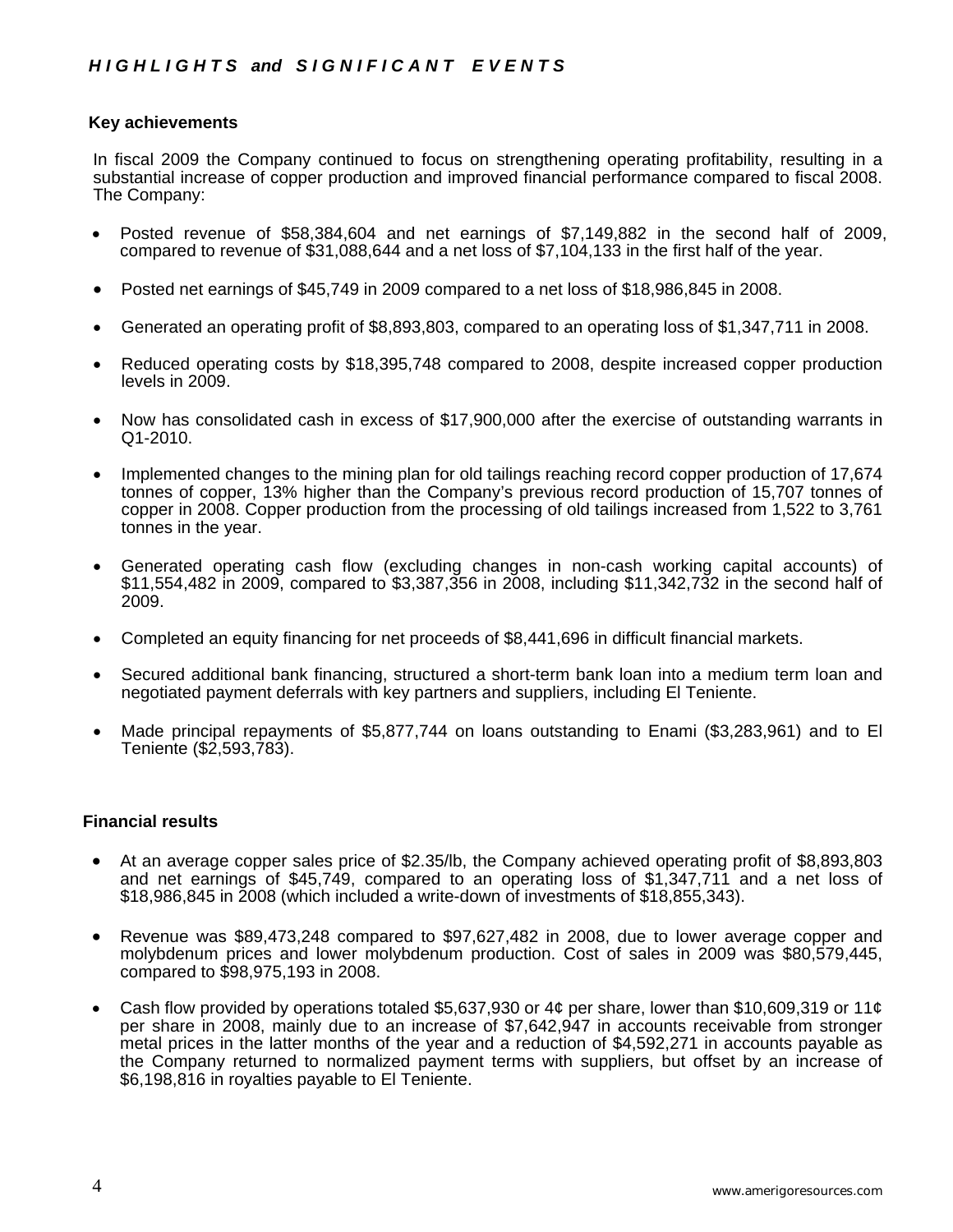# *HIGHLIGHTS and SIGNIFICANT EVENTS*

## Key achievements

In fiscal 2009 the Company continued to focus on strengthening operating profitability, resulting in a substantial increase of copper production and improved financial performance compared to fiscal 2008. The Company:

- Posted revenue of $58,384,604 and net earnings of $7,149,882 in the second half of 2009, compared to revenue of $31,088,644 and a net loss of $7,104,133 in the first half of the year.
- Posted net earnings of $45,749 in 2009 compared to a net loss of $18,986,845 in 2008.
- Generated an operating profit of $8,893,803, compared to an operating loss of $1,347,711 in 2008.
- Reduced operating costs by $18,395,748 compared to 2008, despite increased copper production levels in 2009.
- Now has consolidated cash in excess of $17,900,000 after the exercise of outstanding warrants in Q1-2010.
- Implemented changes to the mining plan for old tailings reaching record copper production of 17,674 tonnes of copper, 13% higher than the Company's previous record production of 15,707 tonnes of copper in 2008. Copper production from the processing of old tailings increased from 1,522 to 3,761 tonnes in the year.
- Generated operating cash flow (excluding changes in non-cash working capital accounts) of $11,554,482 in 2009, compared to $3,387,356 in 2008, including $11,342,732 in the second half of 2009.
- Completed an equity financing for net proceeds of $8,441,696 in difficult financial markets.
- Secured additional bank financing, structured a short-term bank loan into a medium term loan and negotiated payment deferrals with key partners and suppliers, including El Teniente.
- Made principal repayments of $5,877,744 on loans outstanding to Enami ($3,283,961) and to El Teniente ($2,593,783).

## Financial results

- At an average copper sales price of $2.35/lb, the Company achieved operating profit of $8,893,803 and net earnings of $45,749, compared to an operating loss of $1,347,711 and a net loss of $18,986,845 in 2008 (which included a write-down of investments of $18,855,343).
- Revenue was $89,473,248 compared to $97,627,482 in 2008, due to lower average copper and molybdenum prices and lower molybdenum production. Cost of sales in 2009 was $80,579,445, compared to $98,975,193 in 2008.
- Cash flow provided by operations totaled $5,637,930 or 4¢ per share, lower than $10,609,319 or 11¢ per share in 2008, mainly due to an increase of $7,642,947 in accounts receivable from stronger metal prices in the latter months of the year and a reduction of $4,592,271 in accounts payable as the Company returned to normalized payment terms with suppliers, but offset by an increase of $6,198,816 in royalties payable to El Teniente.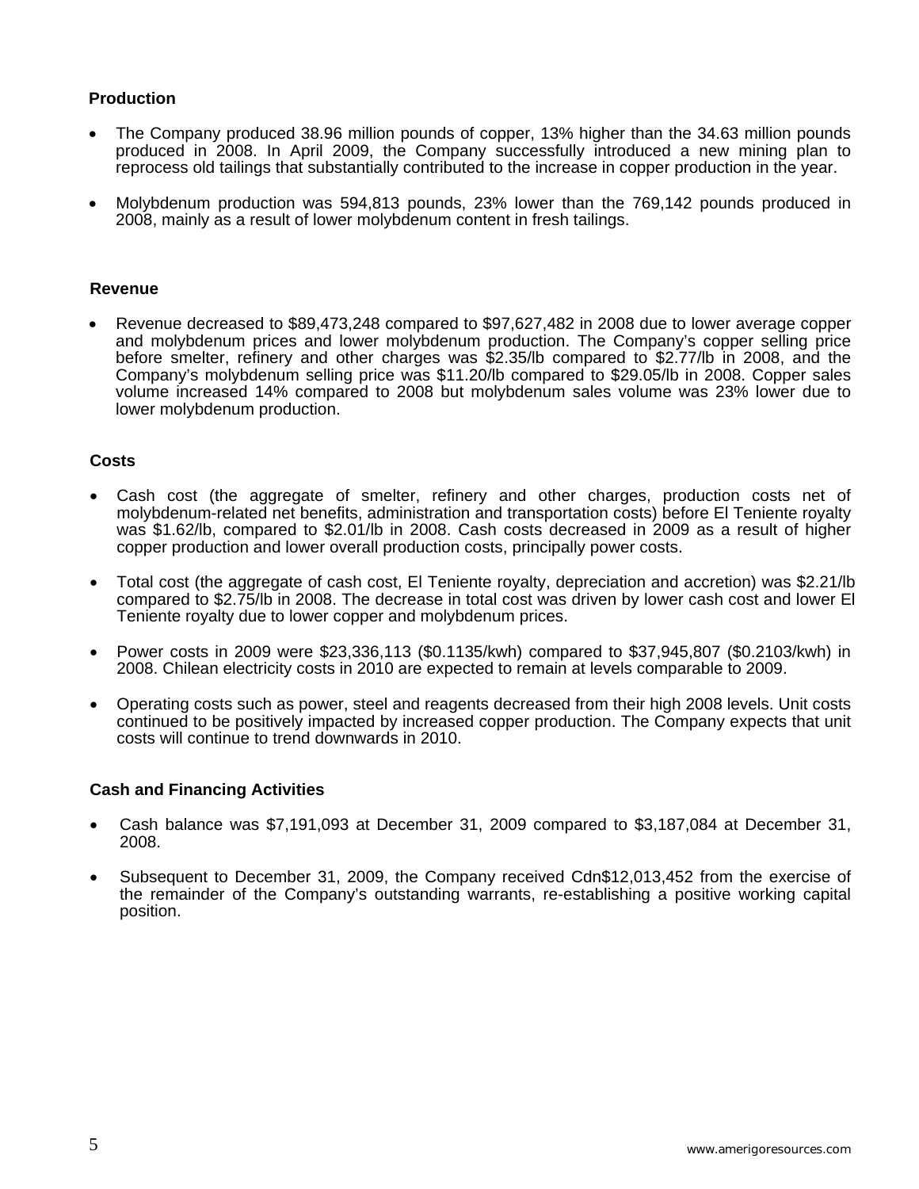### Production

- The Company produced 38.96 million pounds of copper, 13% higher than the 34.63 million pounds produced in 2008. In April 2009, the Company successfully introduced a new mining plan to reprocess old tailings that substantially contributed to the increase in copper production in the year.
- Molybdenum production was 594,813 pounds, 23% lower than the 769,142 pounds produced in 2008, mainly as a result of lower molybdenum content in fresh tailings.

### Revenue

- Revenue decreased to $89,473,248 compared to $97,627,482 in 2008 due to lower average copper and molybdenum prices and lower molybdenum production. The Company's copper selling price before smelter, refinery and other charges was $2.35/lb compared to $2.77/lb in 2008, and the Company's molybdenum selling price was $11.20/lb compared to $29.05/lb in 2008. Copper sales volume increased 14% compared to 2008 but molybdenum sales volume was 23% lower due to lower molybdenum production.

### Costs

- Cash cost (the aggregate of smelter, refinery and other charges, production costs net of molybdenum-related net benefits, administration and transportation costs) before El Teniente royalty was $1.62/lb, compared to $2.01/lb in 2008. Cash costs decreased in 2009 as a result of higher copper production and lower overall production costs, principally power costs.
- Total cost (the aggregate of cash cost, El Teniente royalty, depreciation and accretion) was $2.21/lb compared to $2.75/lb in 2008. The decrease in total cost was driven by lower cash cost and lower El Teniente royalty due to lower copper and molybdenum prices.
- Power costs in 2009 were $23,336,113 ($0.1135/kwh) compared to $37,945,807 ($0.2103/kwh) in 2008. Chilean electricity costs in 2010 are expected to remain at levels comparable to 2009.
- Operating costs such as power, steel and reagents decreased from their high 2008 levels. Unit costs continued to be positively impacted by increased copper production. The Company expects that unit costs will continue to trend downwards in 2010.

### Cash and Financing Activities

- Cash balance was $7,191,093 at December 31, 2009 compared to $3,187,084 at December 31, 2008.
- Subsequent to December 31, 2009, the Company received Cdn$12,013,452 from the exercise of the remainder of the Company's outstanding warrants, re-establishing a positive working capital position.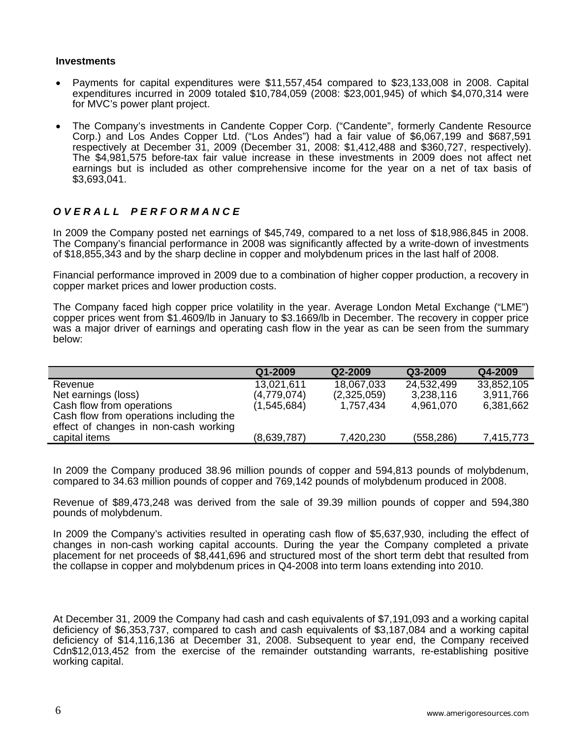### Investments

- Payments for capital expenditures were $11,557,454 compared to $23,133,008 in 2008. Capital expenditures incurred in 2009 totaled $10,784,059 (2008: $23,001,945) of which $4,070,314 were for MVC's power plant project.

- The Company's investments in Candente Copper Corp. ("Candente", formerly Candente Resource Corp.) and Los Andes Copper Ltd. ("Los Andes") had a fair value of $6,067,199 and $687,591 respectively at December 31, 2009 (December 31, 2008: $1,412,488 and $360,727, respectively). The $4,981,575 before-tax fair value increase in these investments in 2009 does not affect net earnings but is included as other comprehensive income for the year on a net of tax basis of $3,693,041.

## *OVERALL PERFORMANCE*

In 2009 the Company posted net earnings of $45,749, compared to a net loss of $18,986,845 in 2008. The Company's financial performance in 2008 was significantly affected by a write-down of investments of $18,855,343 and by the sharp decline in copper and molybdenum prices in the last half of 2008.

Financial performance improved in 2009 due to a combination of higher copper production, a recovery in copper market prices and lower production costs.

The Company faced high copper price volatility in the year. Average London Metal Exchange ("LME") copper prices went from $1.4609/lb in January to $3.1669/lb in December. The recovery in copper price was a major driver of earnings and operating cash flow in the year as can be seen from the summary below:

| | Q1-2009 | Q2-2009 | Q3-2009 | Q4-2009 |
|---|---|---|---|---|
| Revenue | 13,021,611 | 18,067,033 | 24,532,499 | 33,852,105 |
| Net earnings (loss) | (4,779,074) | (2,325,059) | 3,238,116 | 3,911,766 |
| Cash flow from operations | (1,545,684) | 1,757,434 | 4,961,070 | 6,381,662 |
| Cash flow from operations including the effect of changes in non-cash working capital items | (8,639,787) | 7,420,230 | (558,286) | 7,415,773 |

In 2009 the Company produced 38.96 million pounds of copper and 594,813 pounds of molybdenum, compared to 34.63 million pounds of copper and 769,142 pounds of molybdenum produced in 2008.

Revenue of $89,473,248 was derived from the sale of 39.39 million pounds of copper and 594,380 pounds of molybdenum.

In 2009 the Company's activities resulted in operating cash flow of $5,637,930, including the effect of changes in non-cash working capital accounts. During the year the Company completed a private placement for net proceeds of $8,441,696 and structured most of the short term debt that resulted from the collapse in copper and molybdenum prices in Q4-2008 into term loans extending into 2010.

At December 31, 2009 the Company had cash and cash equivalents of $7,191,093 and a working capital deficiency of $6,353,737, compared to cash and cash equivalents of $3,187,084 and a working capital deficiency of $14,116,136 at December 31, 2008. Subsequent to year end, the Company received Cdn$12,013,452 from the exercise of the remainder outstanding warrants, re-establishing positive working capital.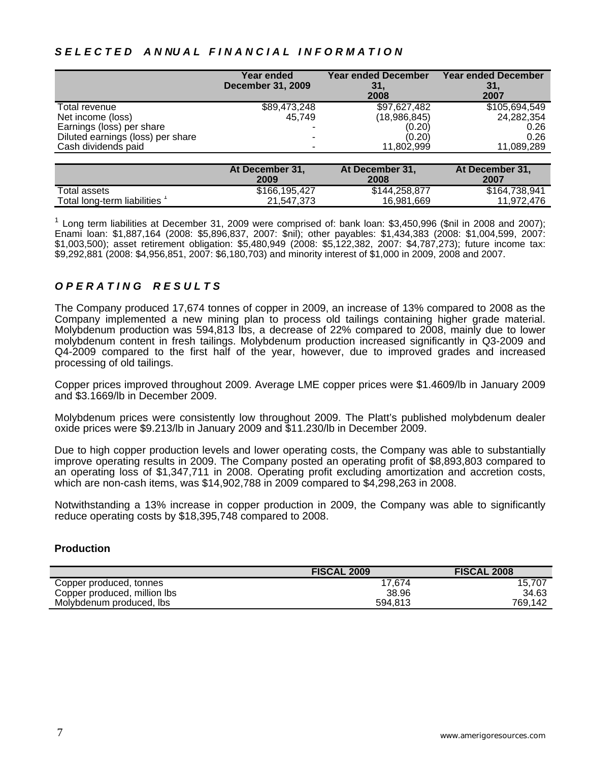## *SELECTED ANNUAL FINANCIAL INFORMATION*

| | Year ended December 31, 2009 | Year ended December 31, 2008 | Year ended December 31, 2007 |
|---|---|---|---|
| Total revenue | $89,473,248 | $97,627,482 | $105,694,549 |
| Net income (loss) | 45,749 | (18,986,845) | 24,282,354 |
| Earnings (loss) per share | - | (0.20) | 0.26 |
| Diluted earnings (loss) per share | - | (0.20) | 0.26 |
| Cash dividends paid | - | 11,802,999 | 11,089,289 |

| | At December 31, 2009 | At December 31, 2008 | At December 31, 2007 |
|---|---|---|---|
| Total assets | $166,195,427 | $144,258,877 | $164,738,941 |
| Total long-term liabilities [1] | 21,547,373 | 16,981,669 | 11,972,476 |

[1] Long term liabilities at December 31, 2009 were comprised of: bank loan: $3,450,996 ($nil in 2008 and 2007); Enami loan: $1,887,164 (2008: $5,896,837, 2007: $nil); other payables: $1,434,383 (2008: $1,004,599, 2007: $1,003,500); asset retirement obligation: $5,480,949 (2008: $5,122,382, 2007: $4,787,273); future income tax: $9,292,881 (2008: $4,956,851, 2007: $6,180,703) and minority interest of $1,000 in 2009, 2008 and 2007.

## *OPERATING RESULTS*

The Company produced 17,674 tonnes of copper in 2009, an increase of 13% compared to 2008 as the Company implemented a new mining plan to process old tailings containing higher grade material. Molybdenum production was 594,813 lbs, a decrease of 22% compared to 2008, mainly due to lower molybdenum content in fresh tailings. Molybdenum production increased significantly in Q3-2009 and Q4-2009 compared to the first half of the year, however, due to improved grades and increased processing of old tailings.

Copper prices improved throughout 2009. Average LME copper prices were $1.4609/lb in January 2009 and $3.1669/lb in December 2009.

Molybdenum prices were consistently low throughout 2009. The Platt's published molybdenum dealer oxide prices were $9.213/lb in January 2009 and $11.230/lb in December 2009.

Due to high copper production levels and lower operating costs, the Company was able to substantially improve operating results in 2009. The Company posted an operating profit of $8,893,803 compared to an operating loss of $1,347,711 in 2008. Operating profit excluding amortization and accretion costs, which are non-cash items, was $14,902,788 in 2009 compared to $4,298,263 in 2008.

Notwithstanding a 13% increase in copper production in 2009, the Company was able to significantly reduce operating costs by $18,395,748 compared to 2008.

### Production

| | FISCAL 2009 | FISCAL 2008 |
|---|---|---|
| Copper produced, tonnes | 17,674 | 15,707 |
| Copper produced, million lbs | 38.96 | 34.63 |
| Molybdenum produced, lbs | 594,813 | 769,142 |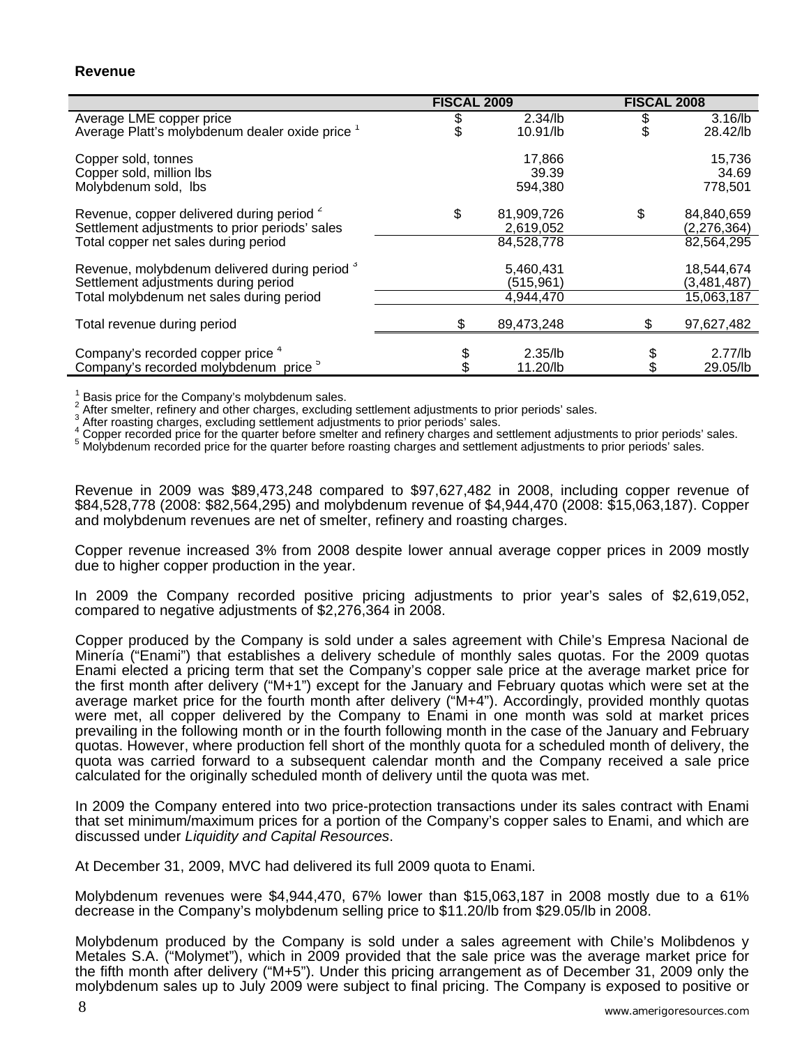**Revenue**

| | FISCAL 2009 | FISCAL 2008 |
|---|---|---|
| Average LME copper price | $ 2.34/lb | $ 3.16/lb |
| Average Platt's molybdenum dealer oxide price [1] | $ 10.91/lb | $ 28.42/lb |
| Copper sold, tonnes | 17,866 | 15,736 |
| Copper sold, million lbs | 39.39 | 34.69 |
| Molybdenum sold, lbs | 594,380 | 778,501 |
| Revenue, copper delivered during period [2] | $ 81,909,726 | $ 84,840,659 |
| Settlement adjustments to prior periods' sales | 2,619,052 | (2,276,364) |
| Total copper net sales during period | 84,528,778 | 82,564,295 |
| Revenue, molybdenum delivered during period [3] | 5,460,431 | 18,544,674 |
| Settlement adjustments during period | (515,961) | (3,481,487) |
| Total molybdenum net sales during period | 4,944,470 | 15,063,187 |
| Total revenue during period | $ 89,473,248 | $ 97,627,482 |
| Company's recorded copper price [4] | $ 2.35/lb | $ 2.77/lb |
| Company's recorded molybdenum price [5] | $ 11.20/lb | $ 29.05/lb |

[1] Basis price for the Company's molybdenum sales.
[2] After smelter, refinery and other charges, excluding settlement adjustments to prior periods' sales.
[3] After roasting charges, excluding settlement adjustments to prior periods' sales.
[4] Copper recorded price for the quarter before smelter and refinery charges and settlement adjustments to prior periods' sales.
[5] Molybdenum recorded price for the quarter before roasting charges and settlement adjustments to prior periods' sales.

Revenue in 2009 was $89,473,248 compared to $97,627,482 in 2008, including copper revenue of $84,528,778 (2008: $82,564,295) and molybdenum revenue of $4,944,470 (2008: $15,063,187). Copper and molybdenum revenues are net of smelter, refinery and roasting charges.

Copper revenue increased 3% from 2008 despite lower annual average copper prices in 2009 mostly due to higher copper production in the year.

In 2009 the Company recorded positive pricing adjustments to prior year's sales of $2,619,052, compared to negative adjustments of $2,276,364 in 2008.

Copper produced by the Company is sold under a sales agreement with Chile's Empresa Nacional de Minería ("Enami") that establishes a delivery schedule of monthly sales quotas. For the 2009 quotas Enami elected a pricing term that set the Company's copper sale price at the average market price for the first month after delivery ("M+1") except for the January and February quotas which were set at the average market price for the fourth month after delivery ("M+4"). Accordingly, provided monthly quotas were met, all copper delivered by the Company to Enami in one month was sold at market prices prevailing in the following month or in the fourth following month in the case of the January and February quotas. However, where production fell short of the monthly quota for a scheduled month of delivery, the quota was carried forward to a subsequent calendar month and the Company received a sale price calculated for the originally scheduled month of delivery until the quota was met.

In 2009 the Company entered into two price-protection transactions under its sales contract with Enami that set minimum/maximum prices for a portion of the Company's copper sales to Enami, and which are discussed under *Liquidity and Capital Resources*.

At December 31, 2009, MVC had delivered its full 2009 quota to Enami.

Molybdenum revenues were $4,944,470, 67% lower than $15,063,187 in 2008 mostly due to a 61% decrease in the Company's molybdenum selling price to $11.20/lb from $29.05/lb in 2008.

Molybdenum produced by the Company is sold under a sales agreement with Chile's Molibdenos y Metales S.A. ("Molymet"), which in 2009 provided that the sale price was the average market price for the fifth month after delivery ("M+5"). Under this pricing arrangement as of December 31, 2009 only the molybdenum sales up to July 2009 were subject to final pricing. The Company is exposed to positive or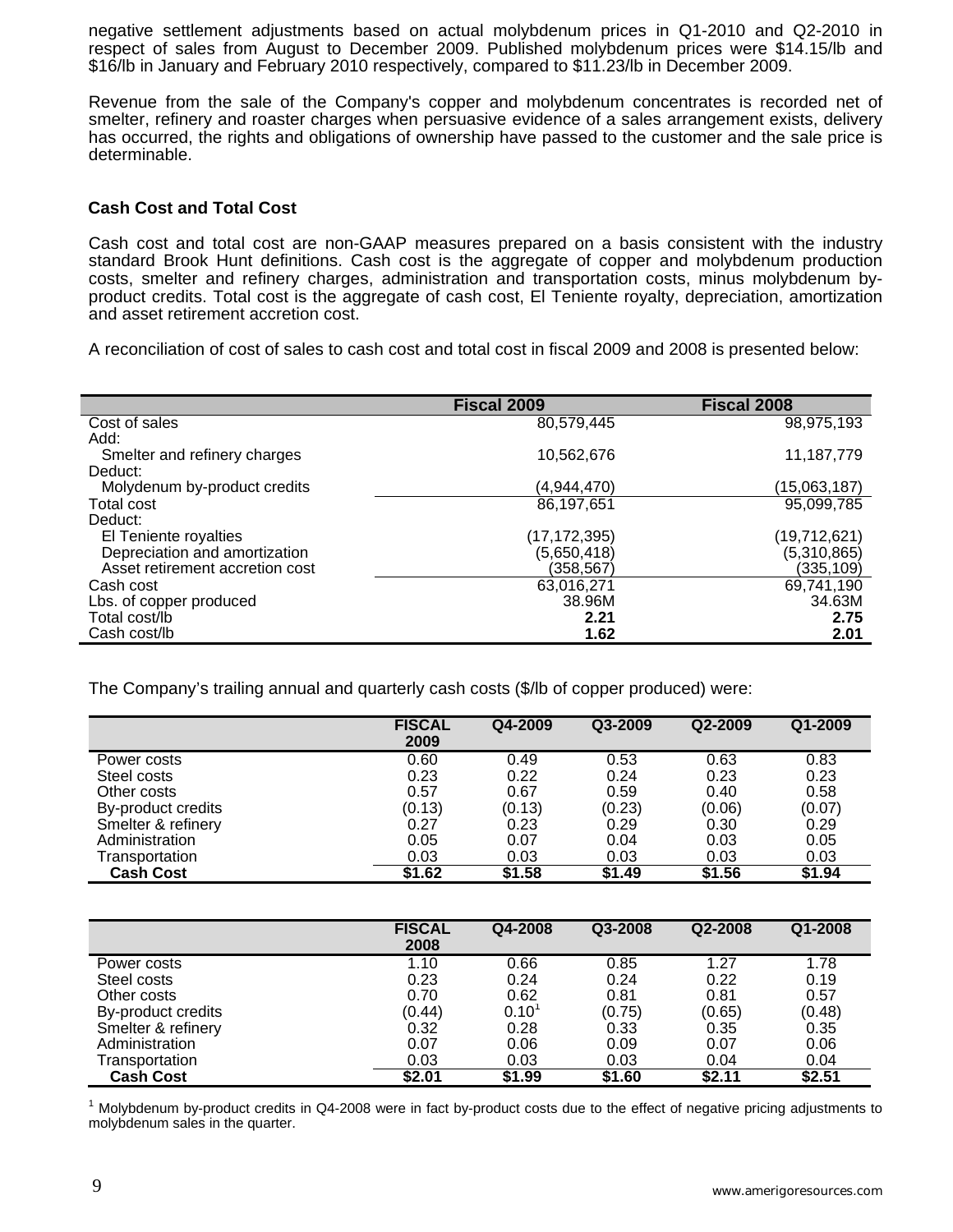negative settlement adjustments based on actual molybdenum prices in Q1-2010 and Q2-2010 in respect of sales from August to December 2009. Published molybdenum prices were $14.15/lb and $16/lb in January and February 2010 respectively, compared to $11.23/lb in December 2009.

Revenue from the sale of the Company's copper and molybdenum concentrates is recorded net of smelter, refinery and roaster charges when persuasive evidence of a sales arrangement exists, delivery has occurred, the rights and obligations of ownership have passed to the customer and the sale price is determinable.

### Cash Cost and Total Cost

Cash cost and total cost are non-GAAP measures prepared on a basis consistent with the industry standard Brook Hunt definitions. Cash cost is the aggregate of copper and molybdenum production costs, smelter and refinery charges, administration and transportation costs, minus molybdenum by-product credits. Total cost is the aggregate of cash cost, El Teniente royalty, depreciation, amortization and asset retirement accretion cost.

A reconciliation of cost of sales to cash cost and total cost in fiscal 2009 and 2008 is presented below:

| | Fiscal 2009 | Fiscal 2008 |
|---|---|---|
| Cost of sales | 80,579,445 | 98,975,193 |
| Add: | | |
| Smelter and refinery charges | 10,562,676 | 11,187,779 |
| Deduct: | | |
| Molydenum by-product credits | (4,944,470) | (15,063,187) |
| Total cost | 86,197,651 | 95,099,785 |
| Deduct: | | |
| El Teniente royalties | (17,172,395) | (19,712,621) |
| Depreciation and amortization | (5,650,418) | (5,310,865) |
| Asset retirement accretion cost | (358,567) | (335,109) |
| Cash cost | 63,016,271 | 69,741,190 |
| Lbs. of copper produced | 38.96M | 34.63M |
| Total cost/lb | **2.21** | **2.75** |
| Cash cost/lb | **1.62** | **2.01** |

The Company's trailing annual and quarterly cash costs ($/lb of copper produced) were:

| | FISCAL 2009 | Q4-2009 | Q3-2009 | Q2-2009 | Q1-2009 |
|---|---|---|---|---|---|
| Power costs | 0.60 | 0.49 | 0.53 | 0.63 | 0.83 |
| Steel costs | 0.23 | 0.22 | 0.24 | 0.23 | 0.23 |
| Other costs | 0.57 | 0.67 | 0.59 | 0.40 | 0.58 |
| By-product credits | (0.13) | (0.13) | (0.23) | (0.06) | (0.07) |
| Smelter & refinery | 0.27 | 0.23 | 0.29 | 0.30 | 0.29 |
| Administration | 0.05 | 0.07 | 0.04 | 0.03 | 0.05 |
| Transportation | 0.03 | 0.03 | 0.03 | 0.03 | 0.03 |
| **Cash Cost** | **$1.62** | **$1.58** | **$1.49** | **$1.56** | **$1.94** |

| | FISCAL 2008 | Q4-2008 | Q3-2008 | Q2-2008 | Q1-2008 |
|---|---|---|---|---|---|
| Power costs | 1.10 | 0.66 | 0.85 | 1.27 | 1.78 |
| Steel costs | 0.23 | 0.24 | 0.24 | 0.22 | 0.19 |
| Other costs | 0.70 | 0.62 | 0.81 | 0.81 | 0.57 |
| By-product credits | (0.44) | 0.10[1] | (0.75) | (0.65) | (0.48) |
| Smelter & refinery | 0.32 | 0.28 | 0.33 | 0.35 | 0.35 |
| Administration | 0.07 | 0.06 | 0.09 | 0.07 | 0.06 |
| Transportation | 0.03 | 0.03 | 0.03 | 0.04 | 0.04 |
| **Cash Cost** | **$2.01** | **$1.99** | **$1.60** | **$2.11** | **$2.51** |

[1] Molybdenum by-product credits in Q4-2008 were in fact by-product costs due to the effect of negative pricing adjustments to molybdenum sales in the quarter.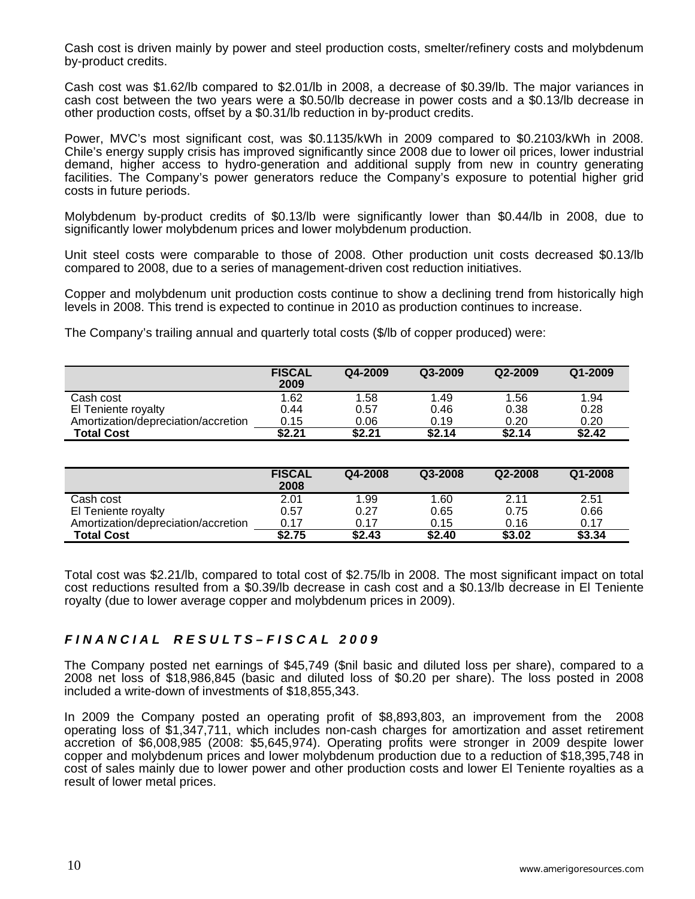Cash cost is driven mainly by power and steel production costs, smelter/refinery costs and molybdenum by-product credits.

Cash cost was $1.62/lb compared to $2.01/lb in 2008, a decrease of $0.39/lb. The major variances in cash cost between the two years were a $0.50/lb decrease in power costs and a $0.13/lb decrease in other production costs, offset by a $0.31/lb reduction in by-product credits.

Power, MVC's most significant cost, was $0.1135/kWh in 2009 compared to $0.2103/kWh in 2008. Chile's energy supply crisis has improved significantly since 2008 due to lower oil prices, lower industrial demand, higher access to hydro-generation and additional supply from new in country generating facilities. The Company's power generators reduce the Company's exposure to potential higher grid costs in future periods.

Molybdenum by-product credits of $0.13/lb were significantly lower than $0.44/lb in 2008, due to significantly lower molybdenum prices and lower molybdenum production.

Unit steel costs were comparable to those of 2008. Other production unit costs decreased $0.13/lb compared to 2008, due to a series of management-driven cost reduction initiatives.

Copper and molybdenum unit production costs continue to show a declining trend from historically high levels in 2008. This trend is expected to continue in 2010 as production continues to increase.

The Company's trailing annual and quarterly total costs ($/lb of copper produced) were:

| | FISCAL 2009 | Q4-2009 | Q3-2009 | Q2-2009 | Q1-2009 |
|---|---|---|---|---|---|
| Cash cost | 1.62 | 1.58 | 1.49 | 1.56 | 1.94 |
| El Teniente royalty | 0.44 | 0.57 | 0.46 | 0.38 | 0.28 |
| Amortization/depreciation/accretion | 0.15 | 0.06 | 0.19 | 0.20 | 0.20 |
| **Total Cost** | **$2.21** | **$2.21** | **$2.14** | **$2.14** | **$2.42** |

| | FISCAL 2008 | Q4-2008 | Q3-2008 | Q2-2008 | Q1-2008 |
|---|---|---|---|---|---|
| Cash cost | 2.01 | 1.99 | 1.60 | 2.11 | 2.51 |
| El Teniente royalty | 0.57 | 0.27 | 0.65 | 0.75 | 0.66 |
| Amortization/depreciation/accretion | 0.17 | 0.17 | 0.15 | 0.16 | 0.17 |
| **Total Cost** | **$2.75** | **$2.43** | **$2.40** | **$3.02** | **$3.34** |

Total cost was $2.21/lb, compared to total cost of $2.75/lb in 2008. The most significant impact on total cost reductions resulted from a $0.39/lb decrease in cash cost and a $0.13/lb decrease in El Teniente royalty (due to lower average copper and molybdenum prices in 2009).

## *FINANCIAL RESULTS – FISCAL 2009*

The Company posted net earnings of $45,749 ($nil basic and diluted loss per share), compared to a 2008 net loss of $18,986,845 (basic and diluted loss of $0.20 per share). The loss posted in 2008 included a write-down of investments of $18,855,343.

In 2009 the Company posted an operating profit of $8,893,803, an improvement from the 2008 operating loss of $1,347,711, which includes non-cash charges for amortization and asset retirement accretion of $6,008,985 (2008: $5,645,974). Operating profits were stronger in 2009 despite lower copper and molybdenum prices and lower molybdenum production due to a reduction of $18,395,748 in cost of sales mainly due to lower power and other production costs and lower El Teniente royalties as a result of lower metal prices.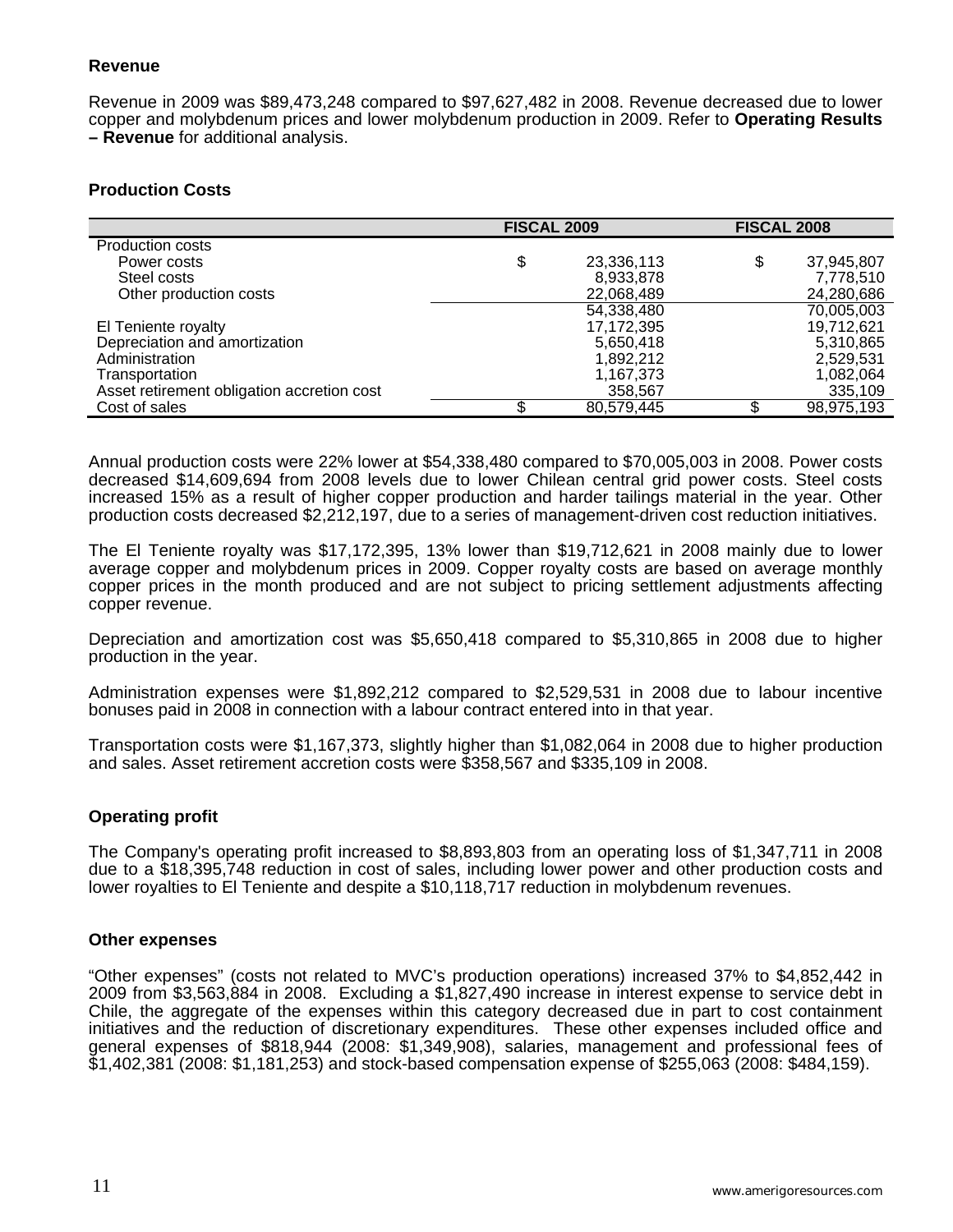### Revenue

Revenue in 2009 was $89,473,248 compared to $97,627,482 in 2008. Revenue decreased due to lower copper and molybdenum prices and lower molybdenum production in 2009. Refer to **Operating Results – Revenue** for additional analysis.

### Production Costs

| | FISCAL 2009 | FISCAL 2008 |
|---|---|---|
| Production costs | | |
| Power costs | $ 23,336,113 | $ 37,945,807 |
| Steel costs | 8,933,878 | 7,778,510 |
| Other production costs | 22,068,489 | 24,280,686 |
| | 54,338,480 | 70,005,003 |
| El Teniente royalty | 17,172,395 | 19,712,621 |
| Depreciation and amortization | 5,650,418 | 5,310,865 |
| Administration | 1,892,212 | 2,529,531 |
| Transportation | 1,167,373 | 1,082,064 |
| Asset retirement obligation accretion cost | 358,567 | 335,109 |
| Cost of sales | $ 80,579,445 | $ 98,975,193 |

Annual production costs were 22% lower at $54,338,480 compared to $70,005,003 in 2008. Power costs decreased $14,609,694 from 2008 levels due to lower Chilean central grid power costs. Steel costs increased 15% as a result of higher copper production and harder tailings material in the year. Other production costs decreased $2,212,197, due to a series of management-driven cost reduction initiatives.

The El Teniente royalty was $17,172,395, 13% lower than $19,712,621 in 2008 mainly due to lower average copper and molybdenum prices in 2009. Copper royalty costs are based on average monthly copper prices in the month produced and are not subject to pricing settlement adjustments affecting copper revenue.

Depreciation and amortization cost was $5,650,418 compared to $5,310,865 in 2008 due to higher production in the year.

Administration expenses were $1,892,212 compared to $2,529,531 in 2008 due to labour incentive bonuses paid in 2008 in connection with a labour contract entered into in that year.

Transportation costs were $1,167,373, slightly higher than $1,082,064 in 2008 due to higher production and sales. Asset retirement accretion costs were $358,567 and $335,109 in 2008.

### Operating profit

The Company's operating profit increased to $8,893,803 from an operating loss of $1,347,711 in 2008 due to a $18,395,748 reduction in cost of sales, including lower power and other production costs and lower royalties to El Teniente and despite a $10,118,717 reduction in molybdenum revenues.

### Other expenses

"Other expenses" (costs not related to MVC's production operations) increased 37% to $4,852,442 in 2009 from $3,563,884 in 2008. Excluding a $1,827,490 increase in interest expense to service debt in Chile, the aggregate of the expenses within this category decreased due in part to cost containment initiatives and the reduction of discretionary expenditures. These other expenses included office and general expenses of $818,944 (2008: $1,349,908), salaries, management and professional fees of $1,402,381 (2008: $1,181,253) and stock-based compensation expense of $255,063 (2008: $484,159).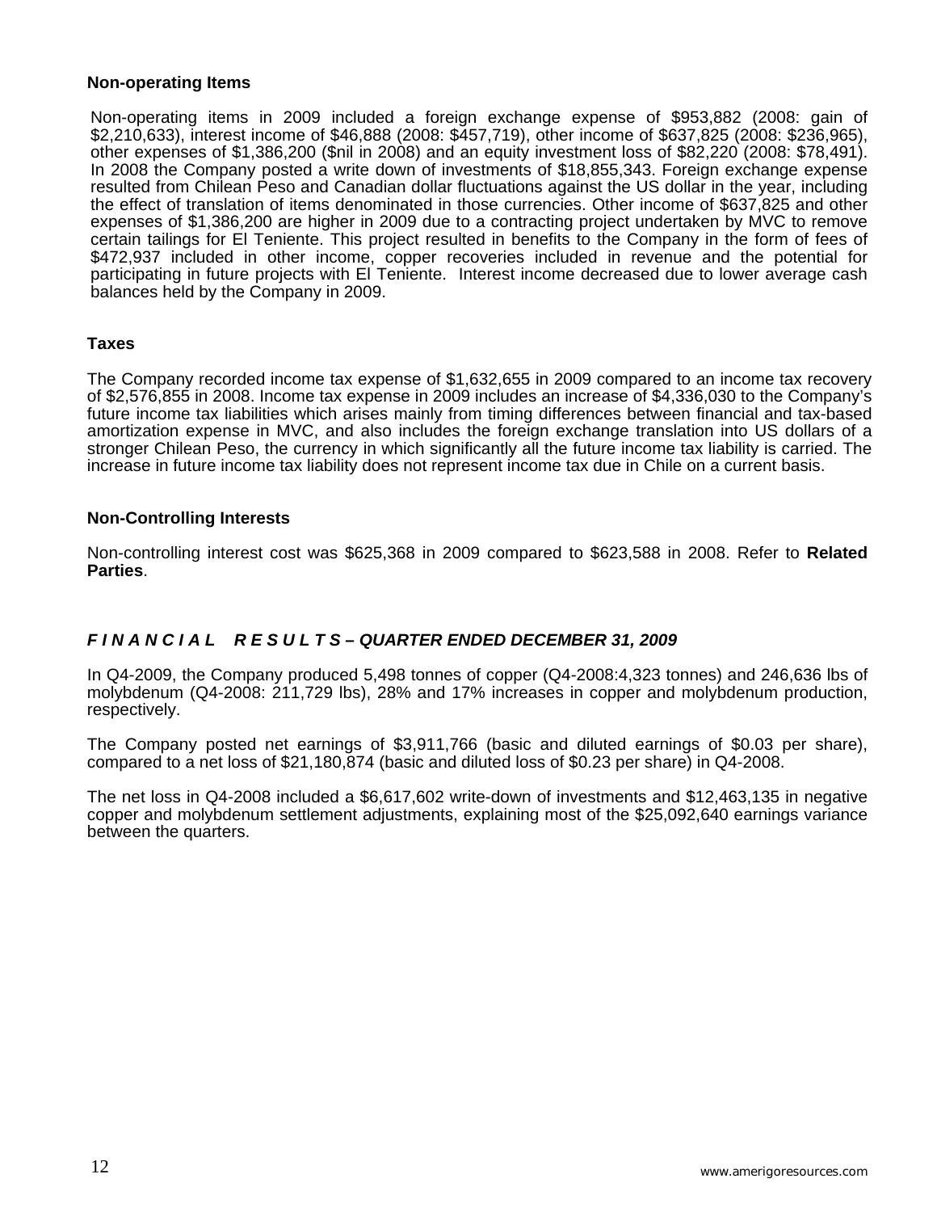### Non-operating Items

Non-operating items in 2009 included a foreign exchange expense of $953,882 (2008: gain of $2,210,633), interest income of $46,888 (2008: $457,719), other income of $637,825 (2008: $236,965), other expenses of $1,386,200 ($nil in 2008) and an equity investment loss of $82,220 (2008: $78,491). In 2008 the Company posted a write down of investments of $18,855,343. Foreign exchange expense resulted from Chilean Peso and Canadian dollar fluctuations against the US dollar in the year, including the effect of translation of items denominated in those currencies. Other income of $637,825 and other expenses of $1,386,200 are higher in 2009 due to a contracting project undertaken by MVC to remove certain tailings for El Teniente. This project resulted in benefits to the Company in the form of fees of $472,937 included in other income, copper recoveries included in revenue and the potential for participating in future projects with El Teniente. Interest income decreased due to lower average cash balances held by the Company in 2009.

### Taxes

The Company recorded income tax expense of $1,632,655 in 2009 compared to an income tax recovery of $2,576,855 in 2008. Income tax expense in 2009 includes an increase of $4,336,030 to the Company's future income tax liabilities which arises mainly from timing differences between financial and tax-based amortization expense in MVC, and also includes the foreign exchange translation into US dollars of a stronger Chilean Peso, the currency in which significantly all the future income tax liability is carried. The increase in future income tax liability does not represent income tax due in Chile on a current basis.

### Non-Controlling Interests

Non-controlling interest cost was $625,368 in 2009 compared to $623,588 in 2008. Refer to **Related Parties**.

## *F I N A N C I A L R E S U L T S – QUARTER ENDED DECEMBER 31, 2009*

In Q4-2009, the Company produced 5,498 tonnes of copper (Q4-2008:4,323 tonnes) and 246,636 lbs of molybdenum (Q4-2008: 211,729 lbs), 28% and 17% increases in copper and molybdenum production, respectively.

The Company posted net earnings of $3,911,766 (basic and diluted earnings of $0.03 per share), compared to a net loss of $21,180,874 (basic and diluted loss of $0.23 per share) in Q4-2008.

The net loss in Q4-2008 included a $6,617,602 write-down of investments and $12,463,135 in negative copper and molybdenum settlement adjustments, explaining most of the $25,092,640 earnings variance between the quarters.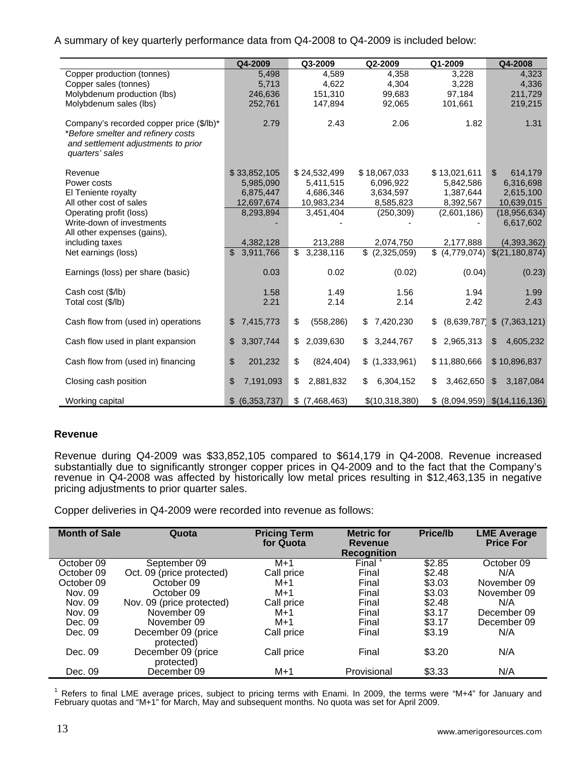A summary of key quarterly performance data from Q4-2008 to Q4-2009 is included below:

| | Q4-2009 | Q3-2009 | Q2-2009 | Q1-2009 | Q4-2008 |
|---|---|---|---|---|---|
| Copper production (tonnes) | 5,498 | 4,589 | 4,358 | 3,228 | 4,323 |
| Copper sales (tonnes) | 5,713 | 4,622 | 4,304 | 3,228 | 4,336 |
| Molybdenum production (lbs) | 246,636 | 151,310 | 99,683 | 97,184 | 211,729 |
| Molybdenum sales (lbs) | 252,761 | 147,894 | 92,065 | 101,661 | 219,215 |
| Company's recorded copper price ($/lb)* *Before smelter and refinery costs and settlement adjustments to prior quarters' sales* | 2.79 | 2.43 | 2.06 | 1.82 | 1.31 |
| Revenue | $ 33,852,105 | $ 24,532,499 | $ 18,067,033 | $ 13,021,611 | $ 614,179 |
| Power costs | 5,985,090 | 5,411,515 | 6,096,922 | 5,842,586 | 6,316,698 |
| El Teniente royalty | 6,875,447 | 4,686,346 | 3,634,597 | 1,387,644 | 2,615,100 |
| All other cost of sales | 12,697,674 | 10,983,234 | 8,585,823 | 8,392,567 | 10,639,015 |
| Operating profit (loss) | 8,293,894 | 3,451,404 | (250,309) | (2,601,186) | (18,956,634) |
| Write-down of investments | - | - | - | - | 6,617,602 |
| All other expenses (gains), including taxes | 4,382,128 | 213,288 | 2,074,750 | 2,177,888 | (4,393,362) |
| Net earnings (loss) | $ 3,911,766 | $ 3,238,116 | $ (2,325,059) | $ (4,779,074) | $(21,180,874) |
| Earnings (loss) per share (basic) | 0.03 | 0.02 | (0.02) | (0.04) | (0.23) |
| Cash cost ($/lb) | 1.58 | 1.49 | 1.56 | 1.94 | 1.99 |
| Total cost ($/lb) | 2.21 | 2.14 | 2.14 | 2.42 | 2.43 |
| Cash flow from (used in) operations | $ 7,415,773 | $ (558,286) | $ 7,420,230 | $ (8,639,787) | $ (7,363,121) |
| Cash flow used in plant expansion | $ 3,307,744 | $ 2,039,630 | $ 3,244,767 | $ 2,965,313 | $ 4,605,232 |
| Cash flow from (used in) financing | $ 201,232 | $ (824,404) | $ (1,333,961) | $ 11,880,666 | $ 10,896,837 |
| Closing cash position | $ 7,191,093 | $ 2,881,832 | $ 6,304,152 | $ 3,462,650 | $ 3,187,084 |
| Working capital | $ (6,353,737) | $ (7,468,463) | $(10,318,380) | $ (8,094,959) | $(14,116,136) |

### Revenue

Revenue during Q4-2009 was $33,852,105 compared to $614,179 in Q4-2008. Revenue increased substantially due to significantly stronger copper prices in Q4-2009 and to the fact that the Company's revenue in Q4-2008 was affected by historically low metal prices resulting in $12,463,135 in negative pricing adjustments to prior quarter sales.

Copper deliveries in Q4-2009 were recorded into revenue as follows:

| Month of Sale | Quota | Pricing Term for Quota | Metric for Revenue Recognition | Price/lb | LME Average Price For |
|---|---|---|---|---|---|
| October 09 | September 09 | M+1 | Final [1] | $2.85 | October 09 |
| October 09 | Oct. 09 (price protected) | Call price | Final | $2.48 | N/A |
| October 09 | October 09 | M+1 | Final | $3.03 | November 09 |
| Nov. 09 | October 09 | M+1 | Final | $3.03 | November 09 |
| Nov. 09 | Nov. 09 (price protected) | Call price | Final | $2.48 | N/A |
| Nov. 09 | November 09 | M+1 | Final | $3.17 | December 09 |
| Dec. 09 | November 09 | M+1 | Final | $3.17 | December 09 |
| Dec. 09 | December 09 (price protected) | Call price | Final | $3.19 | N/A |
| Dec. 09 | December 09 (price protected) | Call price | Final | $3.20 | N/A |
| Dec. 09 | December 09 | M+1 | Provisional | $3.33 | N/A |

[1] Refers to final LME average prices, subject to pricing terms with Enami. In 2009, the terms were "M+4" for January and February quotas and "M+1" for March, May and subsequent months. No quota was set for April 2009.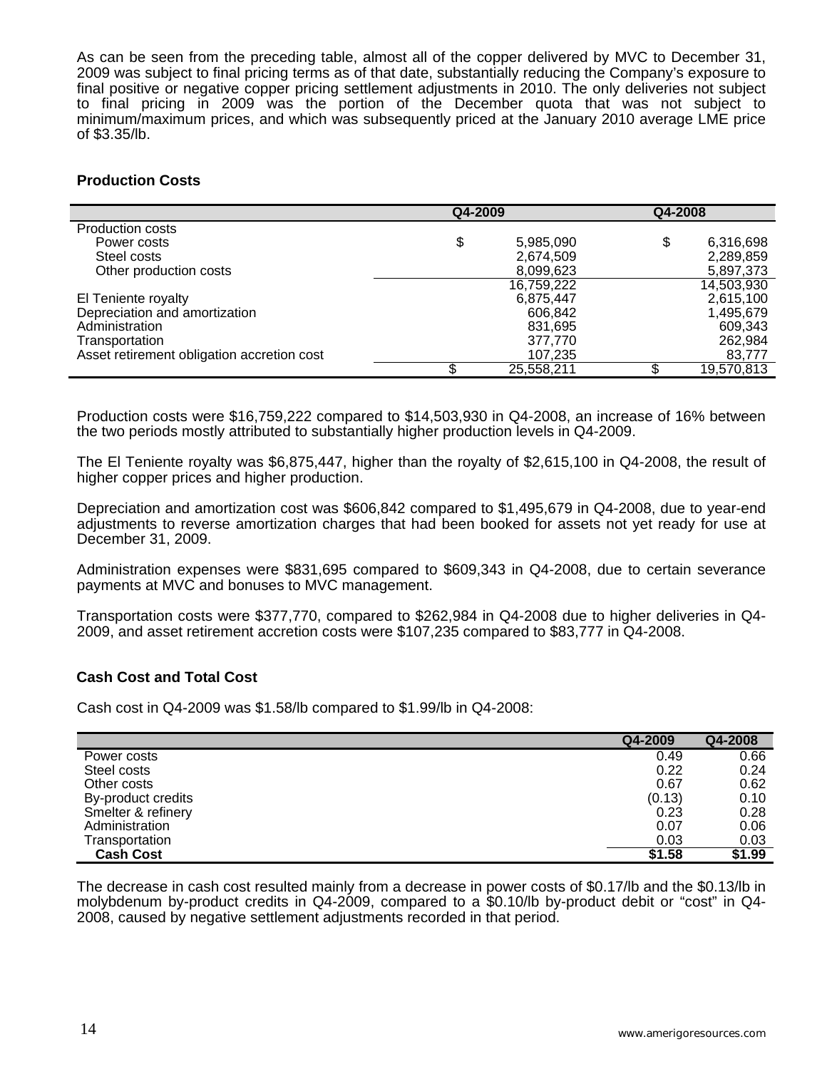As can be seen from the preceding table, almost all of the copper delivered by MVC to December 31, 2009 was subject to final pricing terms as of that date, substantially reducing the Company's exposure to final positive or negative copper pricing settlement adjustments in 2010. The only deliveries not subject to final pricing in 2009 was the portion of the December quota that was not subject to minimum/maximum prices, and which was subsequently priced at the January 2010 average LME price of $3.35/lb.

### Production Costs

| | Q4-2009 | Q4-2008 |
|---|---|---|
| Production costs | | |
| Power costs | $ 5,985,090 | $ 6,316,698 |
| Steel costs | 2,674,509 | 2,289,859 |
| Other production costs | 8,099,623 | 5,897,373 |
| | 16,759,222 | 14,503,930 |
| El Teniente royalty | 6,875,447 | 2,615,100 |
| Depreciation and amortization | 606,842 | 1,495,679 |
| Administration | 831,695 | 609,343 |
| Transportation | 377,770 | 262,984 |
| Asset retirement obligation accretion cost | 107,235 | 83,777 |
| | $ 25,558,211 | $ 19,570,813 |

Production costs were $16,759,222 compared to $14,503,930 in Q4-2008, an increase of 16% between the two periods mostly attributed to substantially higher production levels in Q4-2009.

The El Teniente royalty was $6,875,447, higher than the royalty of $2,615,100 in Q4-2008, the result of higher copper prices and higher production.

Depreciation and amortization cost was $606,842 compared to $1,495,679 in Q4-2008, due to year-end adjustments to reverse amortization charges that had been booked for assets not yet ready for use at December 31, 2009.

Administration expenses were $831,695 compared to $609,343 in Q4-2008, due to certain severance payments at MVC and bonuses to MVC management.

Transportation costs were $377,770, compared to $262,984 in Q4-2008 due to higher deliveries in Q4-2009, and asset retirement accretion costs were $107,235 compared to $83,777 in Q4-2008.

### Cash Cost and Total Cost

Cash cost in Q4-2009 was $1.58/lb compared to $1.99/lb in Q4-2008:

| | Q4-2009 | Q4-2008 |
|---|---|---|
| Power costs | 0.49 | 0.66 |
| Steel costs | 0.22 | 0.24 |
| Other costs | 0.67 | 0.62 |
| By-product credits | (0.13) | 0.10 |
| Smelter & refinery | 0.23 | 0.28 |
| Administration | 0.07 | 0.06 |
| Transportation | 0.03 | 0.03 |
| **Cash Cost** | **$1.58** | **$1.99** |

The decrease in cash cost resulted mainly from a decrease in power costs of $0.17/lb and the $0.13/lb in molybdenum by-product credits in Q4-2009, compared to a $0.10/lb by-product debit or "cost" in Q4-2008, caused by negative settlement adjustments recorded in that period.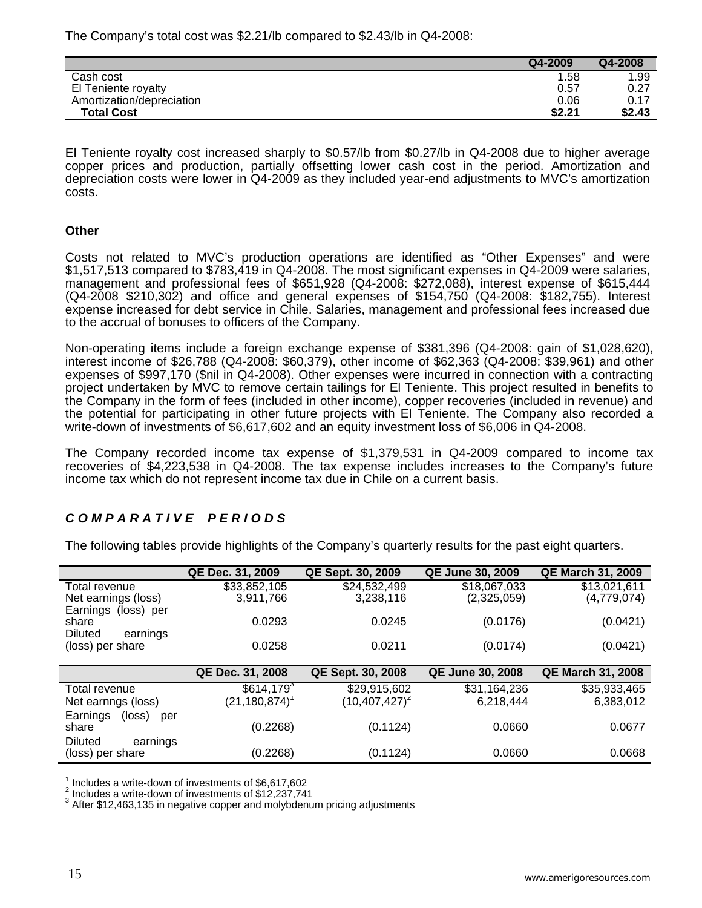The Company's total cost was \$2.21/lb compared to \$2.43/lb in Q4-2008:

| | Q4-2009 | Q4-2008 |
|---|---|---|
| Cash cost | 1.58 | 1.99 |
| El Teniente royalty | 0.57 | 0.27 |
| Amortization/depreciation | 0.06 | 0.17 |
| **Total Cost** | **\$2.21** | **\$2.43** |

El Teniente royalty cost increased sharply to \$0.57/lb from \$0.27/lb in Q4-2008 due to higher average copper prices and production, partially offsetting lower cash cost in the period. Amortization and depreciation costs were lower in Q4-2009 as they included year-end adjustments to MVC's amortization costs.

**Other**

Costs not related to MVC's production operations are identified as "Other Expenses" and were \$1,517,513 compared to \$783,419 in Q4-2008. The most significant expenses in Q4-2009 were salaries, management and professional fees of \$651,928 (Q4-2008: \$272,088), interest expense of \$615,444 (Q4-2008 \$210,302) and office and general expenses of \$154,750 (Q4-2008: \$182,755). Interest expense increased for debt service in Chile. Salaries, management and professional fees increased due to the accrual of bonuses to officers of the Company.

Non-operating items include a foreign exchange expense of \$381,396 (Q4-2008: gain of \$1,028,620), interest income of \$26,788 (Q4-2008: \$60,379), other income of \$62,363 (Q4-2008: \$39,961) and other expenses of \$997,170 (\$nil in Q4-2008). Other expenses were incurred in connection with a contracting project undertaken by MVC to remove certain tailings for El Teniente. This project resulted in benefits to the Company in the form of fees (included in other income), copper recoveries (included in revenue) and the potential for participating in other future projects with El Teniente. The Company also recorded a write-down of investments of \$6,617,602 and an equity investment loss of \$6,006 in Q4-2008.

The Company recorded income tax expense of \$1,379,531 in Q4-2009 compared to income tax recoveries of \$4,223,538 in Q4-2008. The tax expense includes increases to the Company's future income tax which do not represent income tax due in Chile on a current basis.

## ***C O M P A R A T I V E   P E R I O D S***

The following tables provide highlights of the Company's quarterly results for the past eight quarters.

| | QE Dec. 31, 2009 | QE Sept. 30, 2009 | QE June 30, 2009 | QE March 31, 2009 |
|---|---|---|---|---|
| Total revenue | \$33,852,105 | \$24,532,499 | \$18,067,033 | \$13,021,611 |
| Net earnings (loss) | 3,911,766 | 3,238,116 | (2,325,059) | (4,779,074) |
| Earnings (loss) per share | 0.0293 | 0.0245 | (0.0176) | (0.0421) |
| Diluted earnings (loss) per share | 0.0258 | 0.0211 | (0.0174) | (0.0421) |

| | QE Dec. 31, 2008 | QE Sept. 30, 2008 | QE June 30, 2008 | QE March 31, 2008 |
|---|---|---|---|---|
| Total revenue | \$614,179[3] | \$29,915,602 | \$31,164,236 | \$35,933,465 |
| Net earnngs (loss) | (21,180,874)[1] | (10,407,427)[2] | 6,218,444 | 6,383,012 |
| Earnings (loss) per share | (0.2268) | (0.1124) | 0.0660 | 0.0677 |
| Diluted earnings (loss) per share | (0.2268) | (0.1124) | 0.0660 | 0.0668 |

[1] Includes a write-down of investments of \$6,617,602
[2] Includes a write-down of investments of \$12,237,741
[3] After \$12,463,135 in negative copper and molybdenum pricing adjustments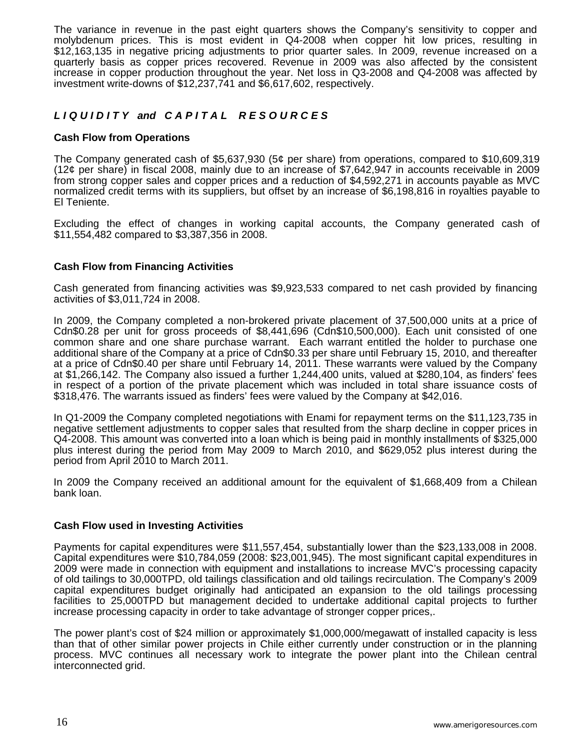The variance in revenue in the past eight quarters shows the Company's sensitivity to copper and molybdenum prices. This is most evident in Q4-2008 when copper hit low prices, resulting in $12,163,135 in negative pricing adjustments to prior quarter sales. In 2009, revenue increased on a quarterly basis as copper prices recovered. Revenue in 2009 was also affected by the consistent increase in copper production throughout the year. Net loss in Q3-2008 and Q4-2008 was affected by investment write-downs of $12,237,741 and $6,617,602, respectively.

## *L I Q U I D I T Y and C A P I T A L R E S O U R C E S*

### Cash Flow from Operations

The Company generated cash of $5,637,930 (5¢ per share) from operations, compared to $10,609,319 (12¢ per share) in fiscal 2008, mainly due to an increase of $7,642,947 in accounts receivable in 2009 from strong copper sales and copper prices and a reduction of $4,592,271 in accounts payable as MVC normalized credit terms with its suppliers, but offset by an increase of $6,198,816 in royalties payable to El Teniente.

Excluding the effect of changes in working capital accounts, the Company generated cash of $11,554,482 compared to $3,387,356 in 2008.

### Cash Flow from Financing Activities

Cash generated from financing activities was $9,923,533 compared to net cash provided by financing activities of $3,011,724 in 2008.

In 2009, the Company completed a non-brokered private placement of 37,500,000 units at a price of Cdn$0.28 per unit for gross proceeds of $8,441,696 (Cdn$10,500,000). Each unit consisted of one common share and one share purchase warrant. Each warrant entitled the holder to purchase one additional share of the Company at a price of Cdn$0.33 per share until February 15, 2010, and thereafter at a price of Cdn$0.40 per share until February 14, 2011. These warrants were valued by the Company at $1,266,142. The Company also issued a further 1,244,400 units, valued at $280,104, as finders' fees in respect of a portion of the private placement which was included in total share issuance costs of $318,476. The warrants issued as finders' fees were valued by the Company at $42,016.

In Q1-2009 the Company completed negotiations with Enami for repayment terms on the $11,123,735 in negative settlement adjustments to copper sales that resulted from the sharp decline in copper prices in Q4-2008. This amount was converted into a loan which is being paid in monthly installments of $325,000 plus interest during the period from May 2009 to March 2010, and $629,052 plus interest during the period from April 2010 to March 2011.

In 2009 the Company received an additional amount for the equivalent of $1,668,409 from a Chilean bank loan.

### Cash Flow used in Investing Activities

Payments for capital expenditures were $11,557,454, substantially lower than the $23,133,008 in 2008. Capital expenditures were $10,784,059 (2008: $23,001,945). The most significant capital expenditures in 2009 were made in connection with equipment and installations to increase MVC's processing capacity of old tailings to 30,000TPD, old tailings classification and old tailings recirculation. The Company's 2009 capital expenditures budget originally had anticipated an expansion to the old tailings processing facilities to 25,000TPD but management decided to undertake additional capital projects to further increase processing capacity in order to take advantage of stronger copper prices,.

The power plant's cost of $24 million or approximately $1,000,000/megawatt of installed capacity is less than that of other similar power projects in Chile either currently under construction or in the planning process. MVC continues all necessary work to integrate the power plant into the Chilean central interconnected grid.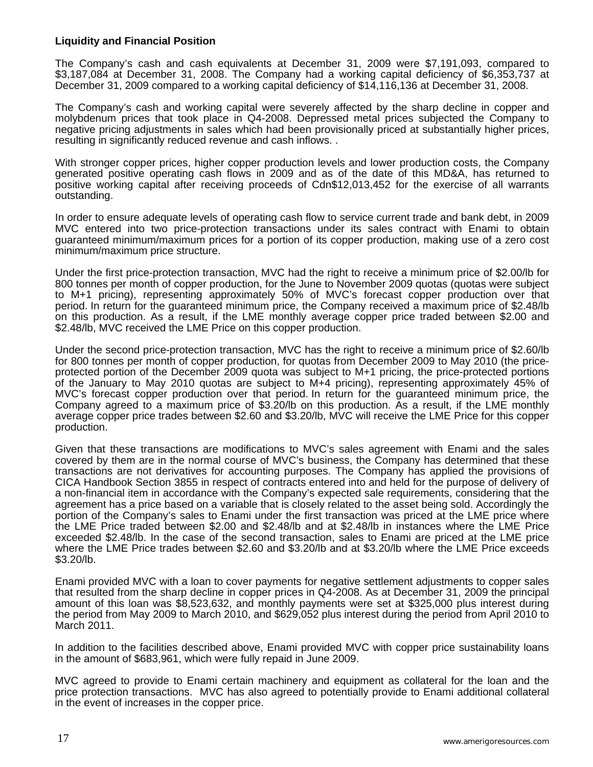**Liquidity and Financial Position**

The Company's cash and cash equivalents at December 31, 2009 were $7,191,093, compared to $3,187,084 at December 31, 2008. The Company had a working capital deficiency of $6,353,737 at December 31, 2009 compared to a working capital deficiency of $14,116,136 at December 31, 2008.

The Company's cash and working capital were severely affected by the sharp decline in copper and molybdenum prices that took place in Q4-2008. Depressed metal prices subjected the Company to negative pricing adjustments in sales which had been provisionally priced at substantially higher prices, resulting in significantly reduced revenue and cash inflows. .

With stronger copper prices, higher copper production levels and lower production costs, the Company generated positive operating cash flows in 2009 and as of the date of this MD&A, has returned to positive working capital after receiving proceeds of Cdn$12,013,452 for the exercise of all warrants outstanding.

In order to ensure adequate levels of operating cash flow to service current trade and bank debt, in 2009 MVC entered into two price-protection transactions under its sales contract with Enami to obtain guaranteed minimum/maximum prices for a portion of its copper production, making use of a zero cost minimum/maximum price structure.

Under the first price-protection transaction, MVC had the right to receive a minimum price of $2.00/lb for 800 tonnes per month of copper production, for the June to November 2009 quotas (quotas were subject to M+1 pricing), representing approximately 50% of MVC's forecast copper production over that period. In return for the guaranteed minimum price, the Company received a maximum price of $2.48/lb on this production. As a result, if the LME monthly average copper price traded between $2.00 and $2.48/lb, MVC received the LME Price on this copper production.

Under the second price-protection transaction, MVC has the right to receive a minimum price of $2.60/lb for 800 tonnes per month of copper production, for quotas from December 2009 to May 2010 (the price-protected portion of the December 2009 quota was subject to M+1 pricing, the price-protected portions of the January to May 2010 quotas are subject to M+4 pricing), representing approximately 45% of MVC's forecast copper production over that period. In return for the guaranteed minimum price, the Company agreed to a maximum price of $3.20/lb on this production. As a result, if the LME monthly average copper price trades between $2.60 and $3.20/lb, MVC will receive the LME Price for this copper production.

Given that these transactions are modifications to MVC's sales agreement with Enami and the sales covered by them are in the normal course of MVC's business, the Company has determined that these transactions are not derivatives for accounting purposes. The Company has applied the provisions of CICA Handbook Section 3855 in respect of contracts entered into and held for the purpose of delivery of a non-financial item in accordance with the Company's expected sale requirements, considering that the agreement has a price based on a variable that is closely related to the asset being sold. Accordingly the portion of the Company's sales to Enami under the first transaction was priced at the LME price where the LME Price traded between $2.00 and $2.48/lb and at $2.48/lb in instances where the LME Price exceeded $2.48/lb. In the case of the second transaction, sales to Enami are priced at the LME price where the LME Price trades between $2.60 and $3.20/lb and at $3.20/lb where the LME Price exceeds $3.20/lb.

Enami provided MVC with a loan to cover payments for negative settlement adjustments to copper sales that resulted from the sharp decline in copper prices in Q4-2008. As at December 31, 2009 the principal amount of this loan was $8,523,632, and monthly payments were set at $325,000 plus interest during the period from May 2009 to March 2010, and $629,052 plus interest during the period from April 2010 to March 2011.

In addition to the facilities described above, Enami provided MVC with copper price sustainability loans in the amount of $683,961, which were fully repaid in June 2009.

MVC agreed to provide to Enami certain machinery and equipment as collateral for the loan and the price protection transactions. MVC has also agreed to potentially provide to Enami additional collateral in the event of increases in the copper price.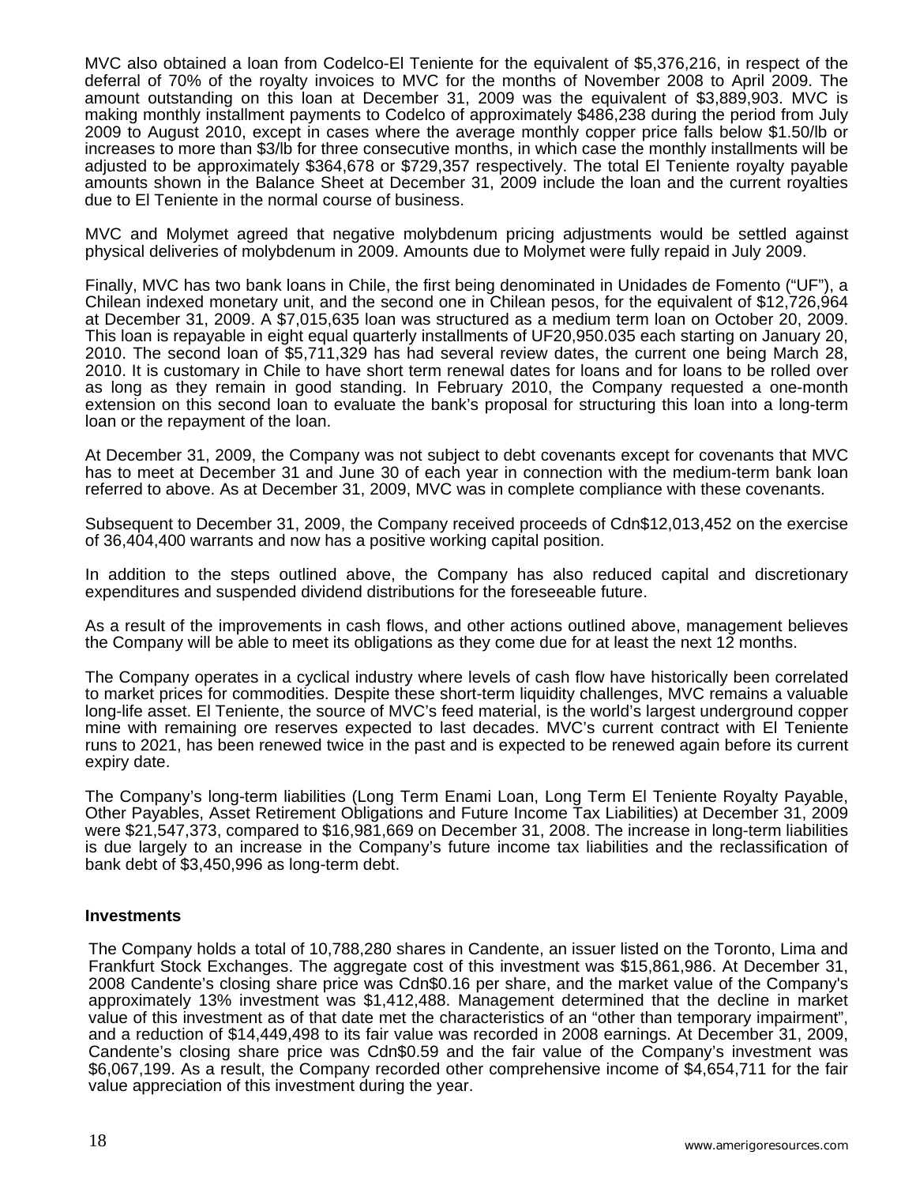MVC also obtained a loan from Codelco-El Teniente for the equivalent of $5,376,216, in respect of the deferral of 70% of the royalty invoices to MVC for the months of November 2008 to April 2009. The amount outstanding on this loan at December 31, 2009 was the equivalent of $3,889,903. MVC is making monthly installment payments to Codelco of approximately $486,238 during the period from July 2009 to August 2010, except in cases where the average monthly copper price falls below $1.50/lb or increases to more than $3/lb for three consecutive months, in which case the monthly installments will be adjusted to be approximately $364,678 or $729,357 respectively. The total El Teniente royalty payable amounts shown in the Balance Sheet at December 31, 2009 include the loan and the current royalties due to El Teniente in the normal course of business.

MVC and Molymet agreed that negative molybdenum pricing adjustments would be settled against physical deliveries of molybdenum in 2009. Amounts due to Molymet were fully repaid in July 2009.

Finally, MVC has two bank loans in Chile, the first being denominated in Unidades de Fomento ("UF"), a Chilean indexed monetary unit, and the second one in Chilean pesos, for the equivalent of $12,726,964 at December 31, 2009. A $7,015,635 loan was structured as a medium term loan on October 20, 2009. This loan is repayable in eight equal quarterly installments of UF20,950.035 each starting on January 20, 2010. The second loan of $5,711,329 has had several review dates, the current one being March 28, 2010. It is customary in Chile to have short term renewal dates for loans and for loans to be rolled over as long as they remain in good standing. In February 2010, the Company requested a one-month extension on this second loan to evaluate the bank's proposal for structuring this loan into a long-term loan or the repayment of the loan.

At December 31, 2009, the Company was not subject to debt covenants except for covenants that MVC has to meet at December 31 and June 30 of each year in connection with the medium-term bank loan referred to above. As at December 31, 2009, MVC was in complete compliance with these covenants.

Subsequent to December 31, 2009, the Company received proceeds of Cdn$12,013,452 on the exercise of 36,404,400 warrants and now has a positive working capital position.

In addition to the steps outlined above, the Company has also reduced capital and discretionary expenditures and suspended dividend distributions for the foreseeable future.

As a result of the improvements in cash flows, and other actions outlined above, management believes the Company will be able to meet its obligations as they come due for at least the next 12 months.

The Company operates in a cyclical industry where levels of cash flow have historically been correlated to market prices for commodities. Despite these short-term liquidity challenges, MVC remains a valuable long-life asset. El Teniente, the source of MVC's feed material, is the world's largest underground copper mine with remaining ore reserves expected to last decades. MVC's current contract with El Teniente runs to 2021, has been renewed twice in the past and is expected to be renewed again before its current expiry date.

The Company's long-term liabilities (Long Term Enami Loan, Long Term El Teniente Royalty Payable, Other Payables, Asset Retirement Obligations and Future Income Tax Liabilities) at December 31, 2009 were $21,547,373, compared to $16,981,669 on December 31, 2008. The increase in long-term liabilities is due largely to an increase in the Company's future income tax liabilities and the reclassification of bank debt of $3,450,996 as long-term debt.

**Investments**

The Company holds a total of 10,788,280 shares in Candente, an issuer listed on the Toronto, Lima and Frankfurt Stock Exchanges. The aggregate cost of this investment was $15,861,986. At December 31, 2008 Candente's closing share price was Cdn$0.16 per share, and the market value of the Company's approximately 13% investment was $1,412,488. Management determined that the decline in market value of this investment as of that date met the characteristics of an "other than temporary impairment", and a reduction of $14,449,498 to its fair value was recorded in 2008 earnings. At December 31, 2009, Candente's closing share price was Cdn$0.59 and the fair value of the Company's investment was $6,067,199. As a result, the Company recorded other comprehensive income of $4,654,711 for the fair value appreciation of this investment during the year.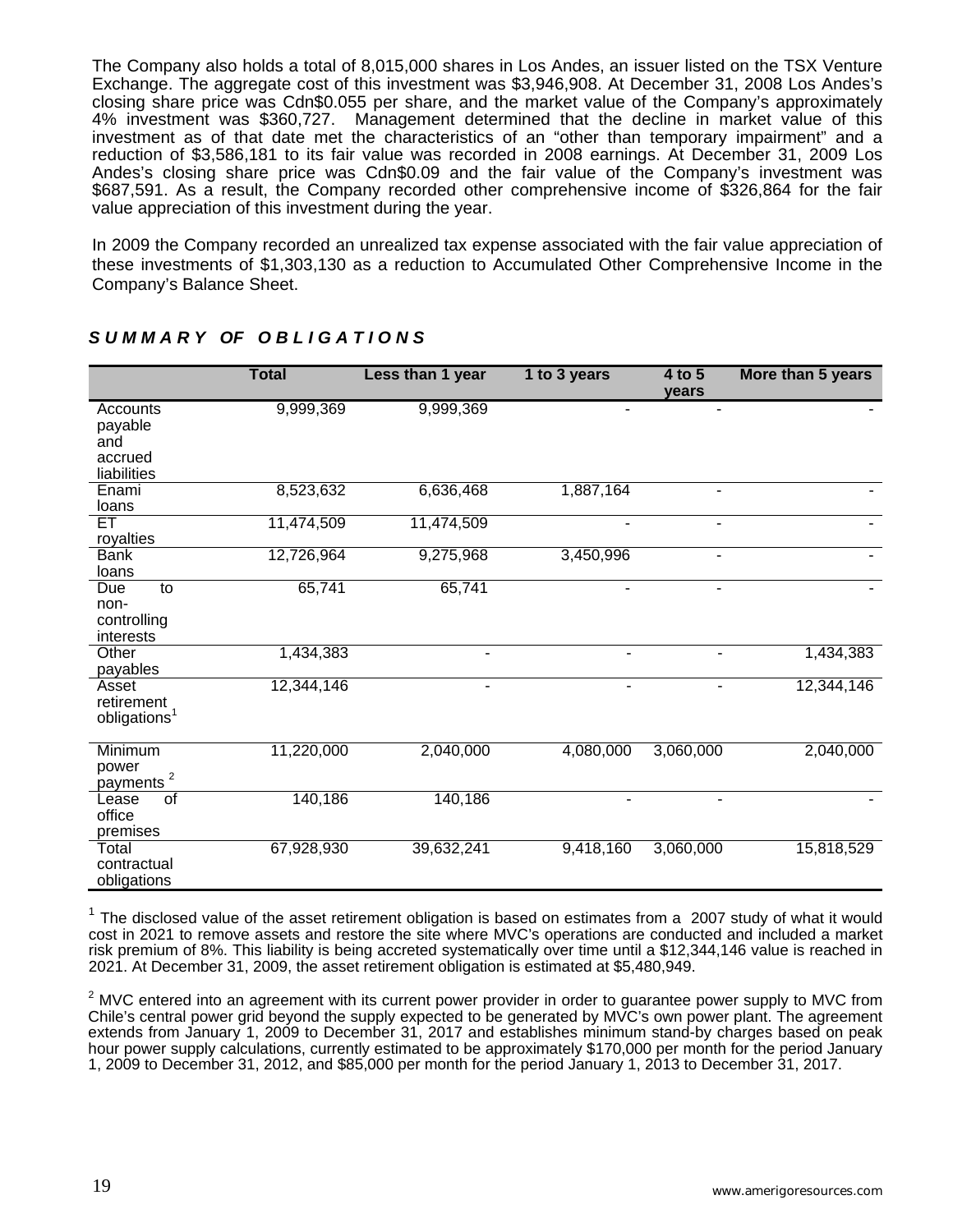The Company also holds a total of 8,015,000 shares in Los Andes, an issuer listed on the TSX Venture Exchange. The aggregate cost of this investment was \$3,946,908. At December 31, 2008 Los Andes's closing share price was Cdn\$0.055 per share, and the market value of the Company's approximately 4% investment was \$360,727. Management determined that the decline in market value of this investment as of that date met the characteristics of an "other than temporary impairment" and a reduction of \$3,586,181 to its fair value was recorded in 2008 earnings. At December 31, 2009 Los Andes's closing share price was Cdn\$0.09 and the fair value of the Company's investment was \$687,591. As a result, the Company recorded other comprehensive income of \$326,864 for the fair value appreciation of this investment during the year.

In 2009 the Company recorded an unrealized tax expense associated with the fair value appreciation of these investments of \$1,303,130 as a reduction to Accumulated Other Comprehensive Income in the Company's Balance Sheet.

## *SUMMARY OF OBLIGATIONS*

| | Total | Less than 1 year | 1 to 3 years | 4 to 5 years | More than 5 years |
|---|---|---|---|---|---|
| Accounts payable and accrued liabilities | 9,999,369 | 9,999,369 | - | - | - |
| Enami loans | 8,523,632 | 6,636,468 | 1,887,164 | - | - |
| ET royalties | 11,474,509 | 11,474,509 | - | - | - |
| Bank loans | 12,726,964 | 9,275,968 | 3,450,996 | - | - |
| Due to non-controlling interests | 65,741 | 65,741 | - | - | - |
| Other payables | 1,434,383 | - | - | - | 1,434,383 |
| Asset retirement obligations[1] | 12,344,146 | - | - | - | 12,344,146 |
| Minimum power payments [2] | 11,220,000 | 2,040,000 | 4,080,000 | 3,060,000 | 2,040,000 |
| Lease of office premises | 140,186 | 140,186 | - | - | - |
| Total contractual obligations | 67,928,930 | 39,632,241 | 9,418,160 | 3,060,000 | 15,818,529 |

[1] The disclosed value of the asset retirement obligation is based on estimates from a 2007 study of what it would cost in 2021 to remove assets and restore the site where MVC's operations are conducted and included a market risk premium of 8%. This liability is being accreted systematically over time until a \$12,344,146 value is reached in 2021. At December 31, 2009, the asset retirement obligation is estimated at \$5,480,949.

[2] MVC entered into an agreement with its current power provider in order to guarantee power supply to MVC from Chile's central power grid beyond the supply expected to be generated by MVC's own power plant. The agreement extends from January 1, 2009 to December 31, 2017 and establishes minimum stand-by charges based on peak hour power supply calculations, currently estimated to be approximately \$170,000 per month for the period January 1, 2009 to December 31, 2012, and \$85,000 per month for the period January 1, 2013 to December 31, 2017.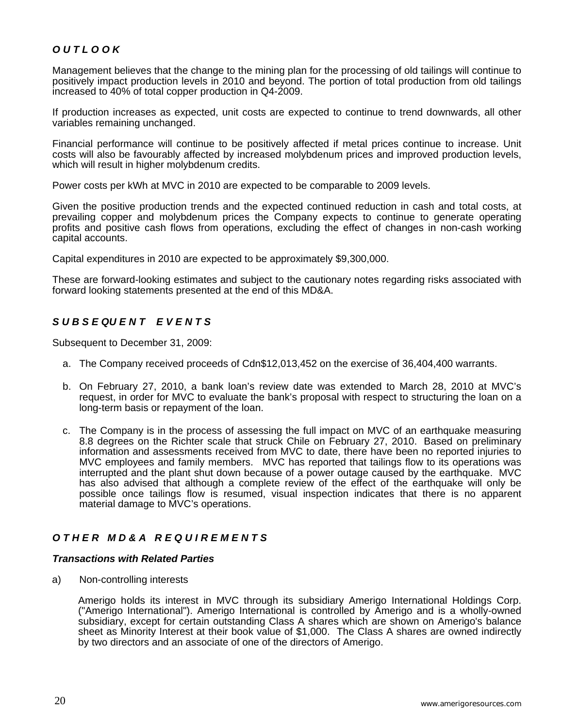## *OUTLOOK*

Management believes that the change to the mining plan for the processing of old tailings will continue to positively impact production levels in 2010 and beyond. The portion of total production from old tailings increased to 40% of total copper production in Q4-2009.

If production increases as expected, unit costs are expected to continue to trend downwards, all other variables remaining unchanged.

Financial performance will continue to be positively affected if metal prices continue to increase. Unit costs will also be favourably affected by increased molybdenum prices and improved production levels, which will result in higher molybdenum credits.

Power costs per kWh at MVC in 2010 are expected to be comparable to 2009 levels.

Given the positive production trends and the expected continued reduction in cash and total costs, at prevailing copper and molybdenum prices the Company expects to continue to generate operating profits and positive cash flows from operations, excluding the effect of changes in non-cash working capital accounts.

Capital expenditures in 2010 are expected to be approximately $9,300,000.

These are forward-looking estimates and subject to the cautionary notes regarding risks associated with forward looking statements presented at the end of this MD&A.

## *SUBSEQUENT EVENTS*

Subsequent to December 31, 2009:

a. The Company received proceeds of Cdn$12,013,452 on the exercise of 36,404,400 warrants.

b. On February 27, 2010, a bank loan's review date was extended to March 28, 2010 at MVC's request, in order for MVC to evaluate the bank's proposal with respect to structuring the loan on a long-term basis or repayment of the loan.

c. The Company is in the process of assessing the full impact on MVC of an earthquake measuring 8.8 degrees on the Richter scale that struck Chile on February 27, 2010. Based on preliminary information and assessments received from MVC to date, there have been no reported injuries to MVC employees and family members. MVC has reported that tailings flow to its operations was interrupted and the plant shut down because of a power outage caused by the earthquake. MVC has also advised that although a complete review of the effect of the earthquake will only be possible once tailings flow is resumed, visual inspection indicates that there is no apparent material damage to MVC's operations.

## *OTHER MD&A REQUIREMENTS*

### *Transactions with Related Parties*

a) Non-controlling interests

Amerigo holds its interest in MVC through its subsidiary Amerigo International Holdings Corp. ("Amerigo International"). Amerigo International is controlled by Amerigo and is a wholly-owned subsidiary, except for certain outstanding Class A shares which are shown on Amerigo's balance sheet as Minority Interest at their book value of $1,000. The Class A shares are owned indirectly by two directors and an associate of one of the directors of Amerigo.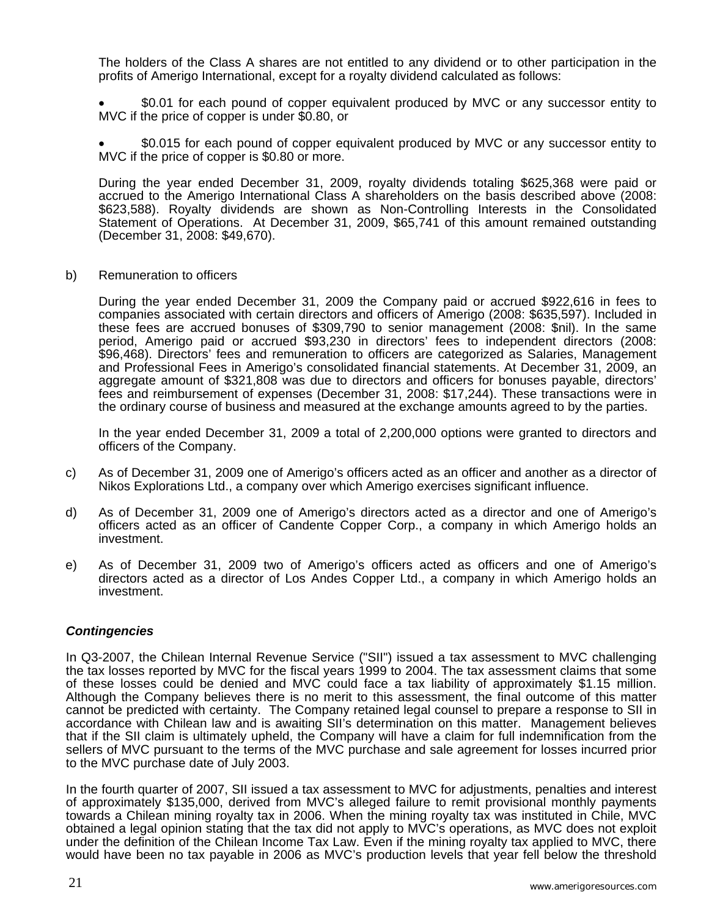The holders of the Class A shares are not entitled to any dividend or to other participation in the profits of Amerigo International, except for a royalty dividend calculated as follows:

- $0.01 for each pound of copper equivalent produced by MVC or any successor entity to MVC if the price of copper is under $0.80, or

- $0.015 for each pound of copper equivalent produced by MVC or any successor entity to MVC if the price of copper is $0.80 or more.

During the year ended December 31, 2009, royalty dividends totaling $625,368 were paid or accrued to the Amerigo International Class A shareholders on the basis described above (2008: $623,588). Royalty dividends are shown as Non-Controlling Interests in the Consolidated Statement of Operations. At December 31, 2009, $65,741 of this amount remained outstanding (December 31, 2008: $49,670).

b) Remuneration to officers

During the year ended December 31, 2009 the Company paid or accrued $922,616 in fees to companies associated with certain directors and officers of Amerigo (2008: $635,597). Included in these fees are accrued bonuses of $309,790 to senior management (2008: $nil). In the same period, Amerigo paid or accrued $93,230 in directors' fees to independent directors (2008: $96,468). Directors' fees and remuneration to officers are categorized as Salaries, Management and Professional Fees in Amerigo's consolidated financial statements. At December 31, 2009, an aggregate amount of $321,808 was due to directors and officers for bonuses payable, directors' fees and reimbursement of expenses (December 31, 2008: $17,244). These transactions were in the ordinary course of business and measured at the exchange amounts agreed to by the parties.

In the year ended December 31, 2009 a total of 2,200,000 options were granted to directors and officers of the Company.

c) As of December 31, 2009 one of Amerigo's officers acted as an officer and another as a director of Nikos Explorations Ltd., a company over which Amerigo exercises significant influence.

d) As of December 31, 2009 one of Amerigo's directors acted as a director and one of Amerigo's officers acted as an officer of Candente Copper Corp., a company in which Amerigo holds an investment.

e) As of December 31, 2009 two of Amerigo's officers acted as officers and one of Amerigo's directors acted as a director of Los Andes Copper Ltd., a company in which Amerigo holds an investment.

### ***Contingencies***

In Q3-2007, the Chilean Internal Revenue Service ("SII") issued a tax assessment to MVC challenging the tax losses reported by MVC for the fiscal years 1999 to 2004. The tax assessment claims that some of these losses could be denied and MVC could face a tax liability of approximately $1.15 million. Although the Company believes there is no merit to this assessment, the final outcome of this matter cannot be predicted with certainty. The Company retained legal counsel to prepare a response to SII in accordance with Chilean law and is awaiting SII's determination on this matter. Management believes that if the SII claim is ultimately upheld, the Company will have a claim for full indemnification from the sellers of MVC pursuant to the terms of the MVC purchase and sale agreement for losses incurred prior to the MVC purchase date of July 2003.

In the fourth quarter of 2007, SII issued a tax assessment to MVC for adjustments, penalties and interest of approximately $135,000, derived from MVC's alleged failure to remit provisional monthly payments towards a Chilean mining royalty tax in 2006. When the mining royalty tax was instituted in Chile, MVC obtained a legal opinion stating that the tax did not apply to MVC's operations, as MVC does not exploit under the definition of the Chilean Income Tax Law. Even if the mining royalty tax applied to MVC, there would have been no tax payable in 2006 as MVC's production levels that year fell below the threshold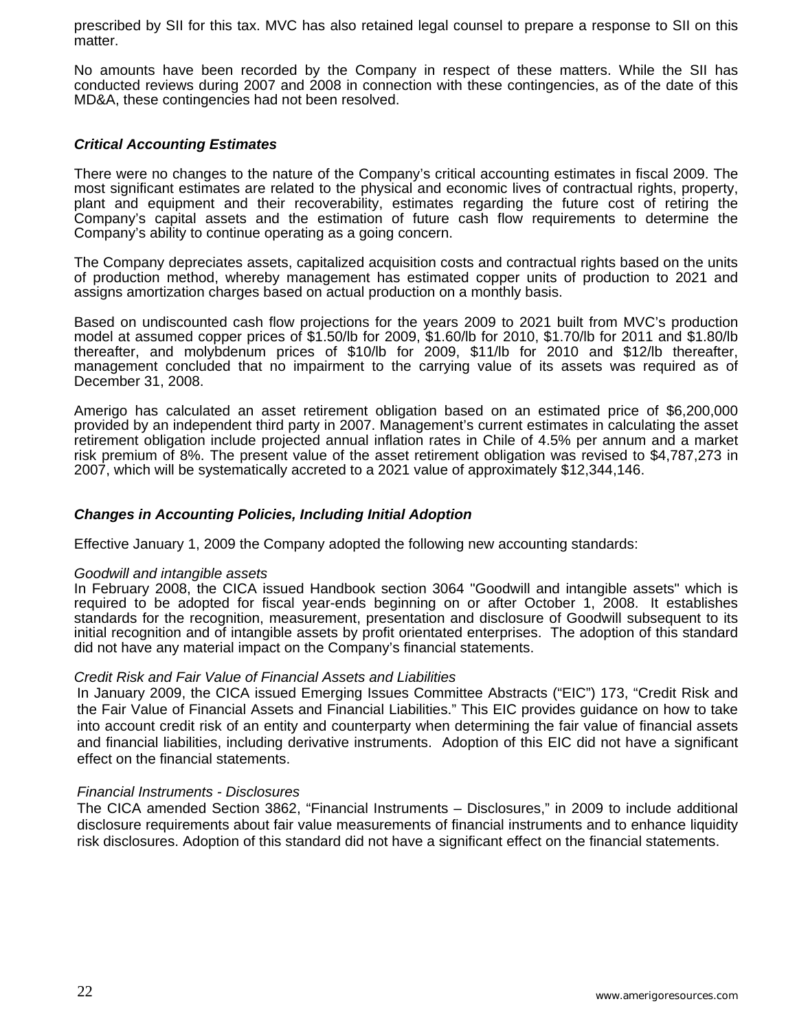prescribed by SII for this tax. MVC has also retained legal counsel to prepare a response to SII on this matter.

No amounts have been recorded by the Company in respect of these matters. While the SII has conducted reviews during 2007 and 2008 in connection with these contingencies, as of the date of this MD&A, these contingencies had not been resolved.

### *Critical Accounting Estimates*

There were no changes to the nature of the Company's critical accounting estimates in fiscal 2009. The most significant estimates are related to the physical and economic lives of contractual rights, property, plant and equipment and their recoverability, estimates regarding the future cost of retiring the Company's capital assets and the estimation of future cash flow requirements to determine the Company's ability to continue operating as a going concern.

The Company depreciates assets, capitalized acquisition costs and contractual rights based on the units of production method, whereby management has estimated copper units of production to 2021 and assigns amortization charges based on actual production on a monthly basis.

Based on undiscounted cash flow projections for the years 2009 to 2021 built from MVC's production model at assumed copper prices of $1.50/lb for 2009, $1.60/lb for 2010, $1.70/lb for 2011 and $1.80/lb thereafter, and molybdenum prices of $10/lb for 2009, $11/lb for 2010 and $12/lb thereafter, management concluded that no impairment to the carrying value of its assets was required as of December 31, 2008.

Amerigo has calculated an asset retirement obligation based on an estimated price of $6,200,000 provided by an independent third party in 2007. Management's current estimates in calculating the asset retirement obligation include projected annual inflation rates in Chile of 4.5% per annum and a market risk premium of 8%. The present value of the asset retirement obligation was revised to $4,787,273 in 2007, which will be systematically accreted to a 2021 value of approximately $12,344,146.

### *Changes in Accounting Policies, Including Initial Adoption*

Effective January 1, 2009 the Company adopted the following new accounting standards:

*Goodwill and intangible assets*
In February 2008, the CICA issued Handbook section 3064 "Goodwill and intangible assets" which is required to be adopted for fiscal year-ends beginning on or after October 1, 2008. It establishes standards for the recognition, measurement, presentation and disclosure of Goodwill subsequent to its initial recognition and of intangible assets by profit orientated enterprises. The adoption of this standard did not have any material impact on the Company's financial statements.

*Credit Risk and Fair Value of Financial Assets and Liabilities*
In January 2009, the CICA issued Emerging Issues Committee Abstracts ("EIC") 173, "Credit Risk and the Fair Value of Financial Assets and Financial Liabilities." This EIC provides guidance on how to take into account credit risk of an entity and counterparty when determining the fair value of financial assets and financial liabilities, including derivative instruments. Adoption of this EIC did not have a significant effect on the financial statements.

*Financial Instruments - Disclosures*
The CICA amended Section 3862, "Financial Instruments – Disclosures," in 2009 to include additional disclosure requirements about fair value measurements of financial instruments and to enhance liquidity risk disclosures. Adoption of this standard did not have a significant effect on the financial statements.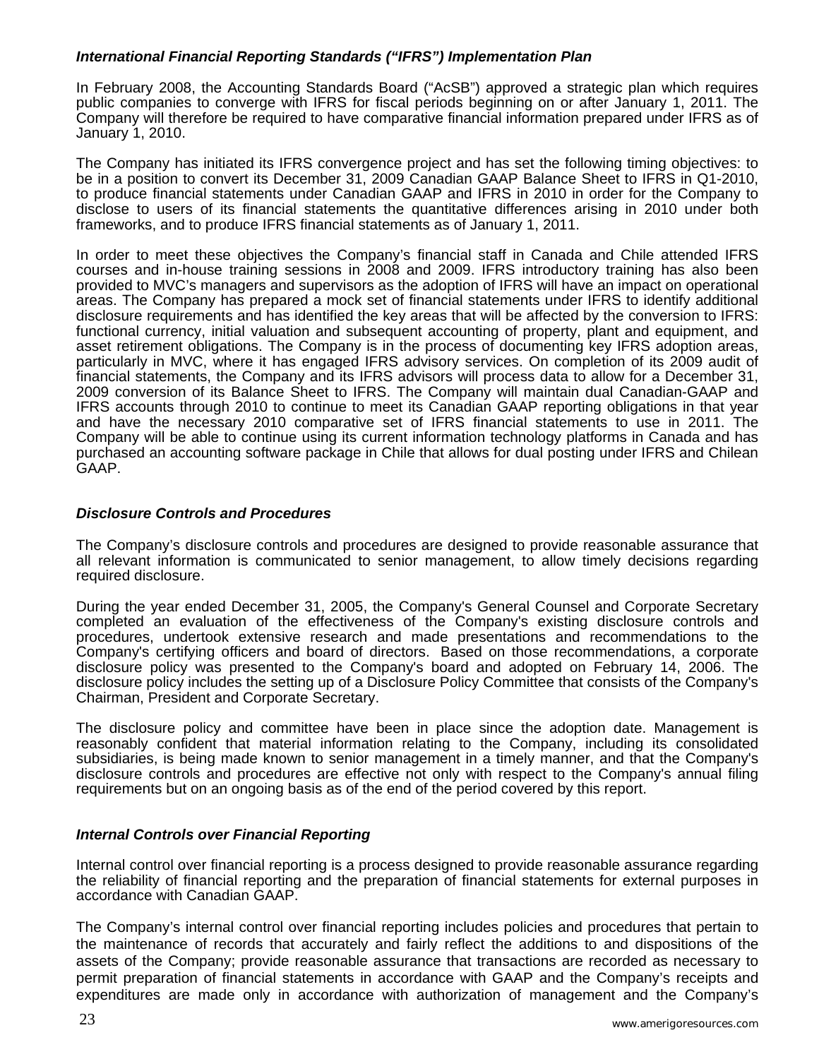### *International Financial Reporting Standards ("IFRS") Implementation Plan*

In February 2008, the Accounting Standards Board ("AcSB") approved a strategic plan which requires public companies to converge with IFRS for fiscal periods beginning on or after January 1, 2011. The Company will therefore be required to have comparative financial information prepared under IFRS as of January 1, 2010.

The Company has initiated its IFRS convergence project and has set the following timing objectives: to be in a position to convert its December 31, 2009 Canadian GAAP Balance Sheet to IFRS in Q1-2010, to produce financial statements under Canadian GAAP and IFRS in 2010 in order for the Company to disclose to users of its financial statements the quantitative differences arising in 2010 under both frameworks, and to produce IFRS financial statements as of January 1, 2011.

In order to meet these objectives the Company's financial staff in Canada and Chile attended IFRS courses and in-house training sessions in 2008 and 2009. IFRS introductory training has also been provided to MVC's managers and supervisors as the adoption of IFRS will have an impact on operational areas. The Company has prepared a mock set of financial statements under IFRS to identify additional disclosure requirements and has identified the key areas that will be affected by the conversion to IFRS: functional currency, initial valuation and subsequent accounting of property, plant and equipment, and asset retirement obligations. The Company is in the process of documenting key IFRS adoption areas, particularly in MVC, where it has engaged IFRS advisory services. On completion of its 2009 audit of financial statements, the Company and its IFRS advisors will process data to allow for a December 31, 2009 conversion of its Balance Sheet to IFRS. The Company will maintain dual Canadian-GAAP and IFRS accounts through 2010 to continue to meet its Canadian GAAP reporting obligations in that year and have the necessary 2010 comparative set of IFRS financial statements to use in 2011. The Company will be able to continue using its current information technology platforms in Canada and has purchased an accounting software package in Chile that allows for dual posting under IFRS and Chilean GAAP.

### *Disclosure Controls and Procedures*

The Company's disclosure controls and procedures are designed to provide reasonable assurance that all relevant information is communicated to senior management, to allow timely decisions regarding required disclosure.

During the year ended December 31, 2005, the Company's General Counsel and Corporate Secretary completed an evaluation of the effectiveness of the Company's existing disclosure controls and procedures, undertook extensive research and made presentations and recommendations to the Company's certifying officers and board of directors. Based on those recommendations, a corporate disclosure policy was presented to the Company's board and adopted on February 14, 2006. The disclosure policy includes the setting up of a Disclosure Policy Committee that consists of the Company's Chairman, President and Corporate Secretary.

The disclosure policy and committee have been in place since the adoption date. Management is reasonably confident that material information relating to the Company, including its consolidated subsidiaries, is being made known to senior management in a timely manner, and that the Company's disclosure controls and procedures are effective not only with respect to the Company's annual filing requirements but on an ongoing basis as of the end of the period covered by this report.

### *Internal Controls over Financial Reporting*

Internal control over financial reporting is a process designed to provide reasonable assurance regarding the reliability of financial reporting and the preparation of financial statements for external purposes in accordance with Canadian GAAP.

The Company's internal control over financial reporting includes policies and procedures that pertain to the maintenance of records that accurately and fairly reflect the additions to and dispositions of the assets of the Company; provide reasonable assurance that transactions are recorded as necessary to permit preparation of financial statements in accordance with GAAP and the Company's receipts and expenditures are made only in accordance with authorization of management and the Company's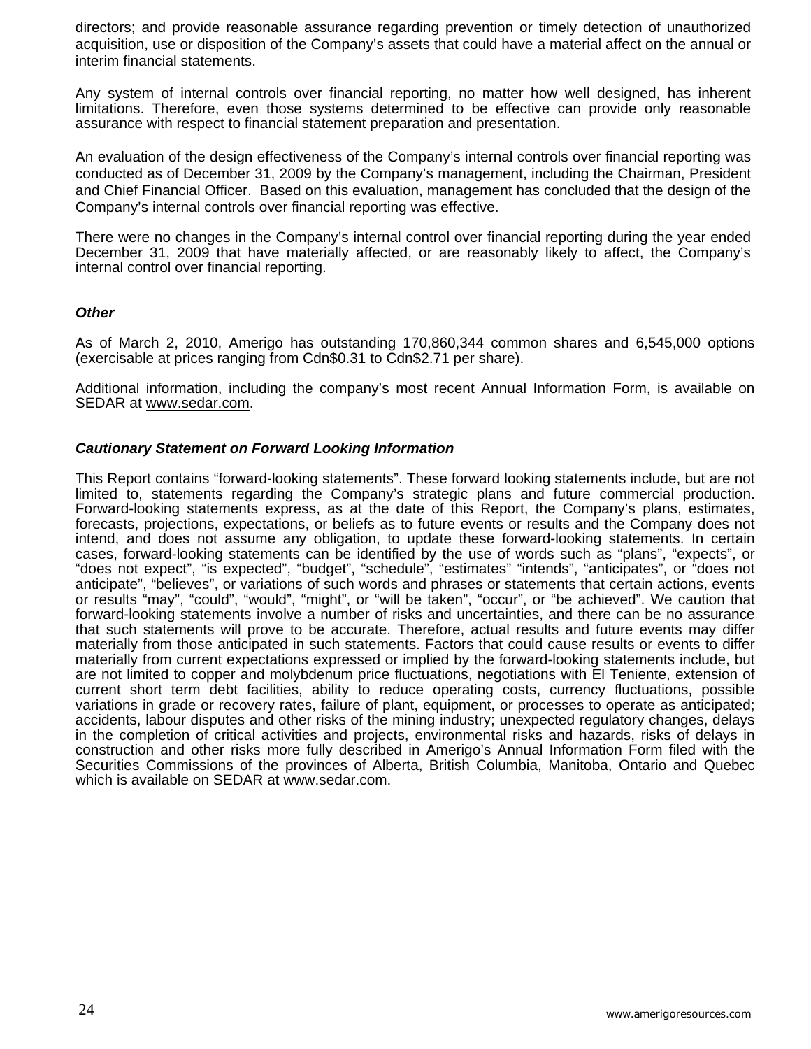directors; and provide reasonable assurance regarding prevention or timely detection of unauthorized acquisition, use or disposition of the Company's assets that could have a material affect on the annual or interim financial statements.

Any system of internal controls over financial reporting, no matter how well designed, has inherent limitations. Therefore, even those systems determined to be effective can provide only reasonable assurance with respect to financial statement preparation and presentation.

An evaluation of the design effectiveness of the Company's internal controls over financial reporting was conducted as of December 31, 2009 by the Company's management, including the Chairman, President and Chief Financial Officer. Based on this evaluation, management has concluded that the design of the Company's internal controls over financial reporting was effective.

There were no changes in the Company's internal control over financial reporting during the year ended December 31, 2009 that have materially affected, or are reasonably likely to affect, the Company's internal control over financial reporting.

### *Other*

As of March 2, 2010, Amerigo has outstanding 170,860,344 common shares and 6,545,000 options (exercisable at prices ranging from Cdn$0.31 to Cdn$2.71 per share).

Additional information, including the company's most recent Annual Information Form, is available on SEDAR at www.sedar.com.

### *Cautionary Statement on Forward Looking Information*

This Report contains "forward-looking statements". These forward looking statements include, but are not limited to, statements regarding the Company's strategic plans and future commercial production. Forward-looking statements express, as at the date of this Report, the Company's plans, estimates, forecasts, projections, expectations, or beliefs as to future events or results and the Company does not intend, and does not assume any obligation, to update these forward-looking statements. In certain cases, forward-looking statements can be identified by the use of words such as "plans", "expects", or "does not expect", "is expected", "budget", "schedule", "estimates" "intends", "anticipates", or "does not anticipate", "believes", or variations of such words and phrases or statements that certain actions, events or results "may", "could", "would", "might", or "will be taken", "occur", or "be achieved". We caution that forward-looking statements involve a number of risks and uncertainties, and there can be no assurance that such statements will prove to be accurate. Therefore, actual results and future events may differ materially from those anticipated in such statements. Factors that could cause results or events to differ materially from current expectations expressed or implied by the forward-looking statements include, but are not limited to copper and molybdenum price fluctuations, negotiations with El Teniente, extension of current short term debt facilities, ability to reduce operating costs, currency fluctuations, possible variations in grade or recovery rates, failure of plant, equipment, or processes to operate as anticipated; accidents, labour disputes and other risks of the mining industry; unexpected regulatory changes, delays in the completion of critical activities and projects, environmental risks and hazards, risks of delays in construction and other risks more fully described in Amerigo's Annual Information Form filed with the Securities Commissions of the provinces of Alberta, British Columbia, Manitoba, Ontario and Quebec which is available on SEDAR at www.sedar.com.